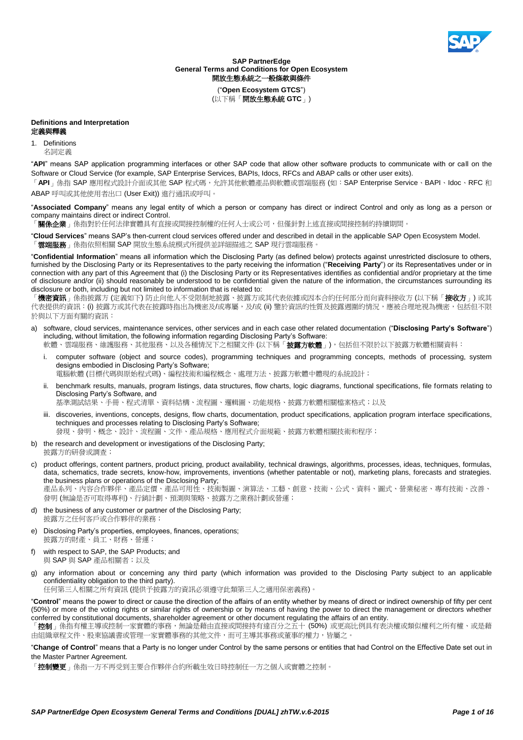**SAP PartnerEdge**
**General Terms and Conditions for Open Ecosystem**
**開放生態系統之一般條款與條件**

("**Open Ecosystem GTCS**")
(以下稱「**開放生態系統 GTC**」)

## Definitions and Interpretation
## 定義與釋義

1. Definitions
   名詞定義

"**API**" means SAP application programming interfaces or other SAP code that allow other software products to communicate with or call on the Software or Cloud Service (for example, SAP Enterprise Services, BAPIs, Idocs, RFCs and ABAP calls or other user exits).
「**API**」係指 SAP 應用程式設計介面或其他 SAP 程式碼，允許其他軟體產品與軟體或雲端服務 (如：SAP Enterprise Service、BAPI、Idoc、RFC 和 ABAP 呼叫或其他使用者出口 (User Exit)) 進行通訊或呼叫。

"**Associated Company**" means any legal entity of which a person or company has direct or indirect Control and only as long as a person or company maintains direct or indirect Control.
「**關係企業**」係指對於任何法律實體具有直接或間接控制權的任何人士或公司，但僅針對上述直接或間接控制的持續期間。

"**Cloud Services**" means SAP's then-current cloud services offered under and described in detail in the applicable SAP Open Ecosystem Model.
「**雲端服務**」係指依照相關 SAP 開放生態系統模式所提供並詳細描述之 SAP 現行雲端服務。

"**Confidential Information**" means all information which the Disclosing Party (as defined below) protects against unrestricted disclosure to others, furnished by the Disclosing Party or its Representatives to the party receiving the information ("**Receiving Party**") or its Representatives under or in connection with any part of this Agreement that (i) the Disclosing Party or its Representatives identifies as confidential and/or proprietary at the time of disclosure and/or (ii) should reasonably be understood to be confidential given the nature of the information, the circumstances surrounding its disclosure or both, including but not limited to information that is related to:
「**機密資訊**」係指披露方 (定義如下) 防止向他人不受限制地披露、披露方或其代表依據或因本合約任何部分而向資料接收方 (以下稱「**接收方**」) 或其代表提供的資訊：(i) 披露方或其代表在披露時指出為機密及/或專屬，及/或 (ii) 鑒於資訊的性質及披露週圍的情況，應被合理地視為機密，包括但不限於與以下方面有關的資訊：

a) software, cloud services, maintenance services, other services and in each case other related documentation ("**Disclosing Party's Software**") including, without limitation, the following information regarding Disclosing Party's Software:
   軟體、雲端服務、維護服務、其他服務、以及各種情況下之相關文件 (以下稱「**披露方軟體**」)，包括但不限於以下披露方軟體相關資料：
   
   i. computer software (object and source codes), programming techniques and programming concepts, methods of processing, system designs embodied in Disclosing Party's Software;
      電腦軟體 (目標代碼與原始程式碼)、編程技術和編程概念、處理方法、披露方軟體中體現的系統設計；
   
   ii. benchmark results, manuals, program listings, data structures, flow charts, logic diagrams, functional specifications, file formats relating to Disclosing Party's Software, and
       基準測試結果、手冊、程式清單、資料結構、流程圖、邏輯圖、功能規格、披露方軟體相關檔案格式；以及
   
   iii. discoveries, inventions, concepts, designs, flow charts, documentation, product specifications, application program interface specifications, techniques and processes relating to Disclosing Party's Software;
        發現、發明、概念、設計、流程圖、文件、產品規格、應用程式介面規範、披露方軟體相關技術和程序；

b) the research and development or investigations of the Disclosing Party;
   披露方的研發或調查；

c) product offerings, content partners, product pricing, product availability, technical drawings, algorithms, processes, ideas, techniques, formulas, data, schematics, trade secrets, know-how, improvements, inventions (whether patentable or not), marketing plans, forecasts and strategies. the business plans or operations of the Disclosing Party;
   產品系列、內容合作夥伴、產品定價、產品可用性、技術製圖、演算法、工藝、創意、技術、公式、資料、圖式、營業秘密、專有技術、改善、發明 (無論是否可取得專利)、行銷計劃、預測與策略、披露方之業務計劃或營運；

d) the business of any customer or partner of the Disclosing Party;
   披露方之任何客戶或合作夥伴的業務；

e) Disclosing Party's properties, employees, finances, operations;
   披露方的財產、員工、財務、營運；

f) with respect to SAP, the SAP Products; and
   與 SAP 與 SAP 產品相關者；以及

g) any information about or concerning any third party (which information was provided to the Disclosing Party subject to an applicable confidentiality obligation to the third party).
   任何第三人相關之所有資訊 (提供予披露方的資訊必須遵守此類第三人之適用保密義務)。

"**Control**" means the power to direct or cause the direction of the affairs of an entity whether by means of direct or indirect ownership of fifty per cent (50%) or more of the voting rights or similar rights of ownership or by means of having the power to direct the management or directors whether conferred by constitutional documents, shareholder agreement or other document regulating the affairs of an entity.
「**控制**」係指有權主導或控制一家實體的事務，無論是藉由直接或間接持有達百分之五十 (50%) 或更高比例具有表決權或類似權利之所有權、或是藉由組織章程文件、股東協議書或管理一家實體事務的其他文件，而可主導其事務或董事的權力，皆屬之。

"**Change of Control**" means that a Party is no longer under Control by the same persons or entities that had Control on the Effective Date set out in the Master Partner Agreement.
「**控制變更**」係指一方不再受到主要合作夥伴合約所載生效日時控制任一方之個人或實體之控制。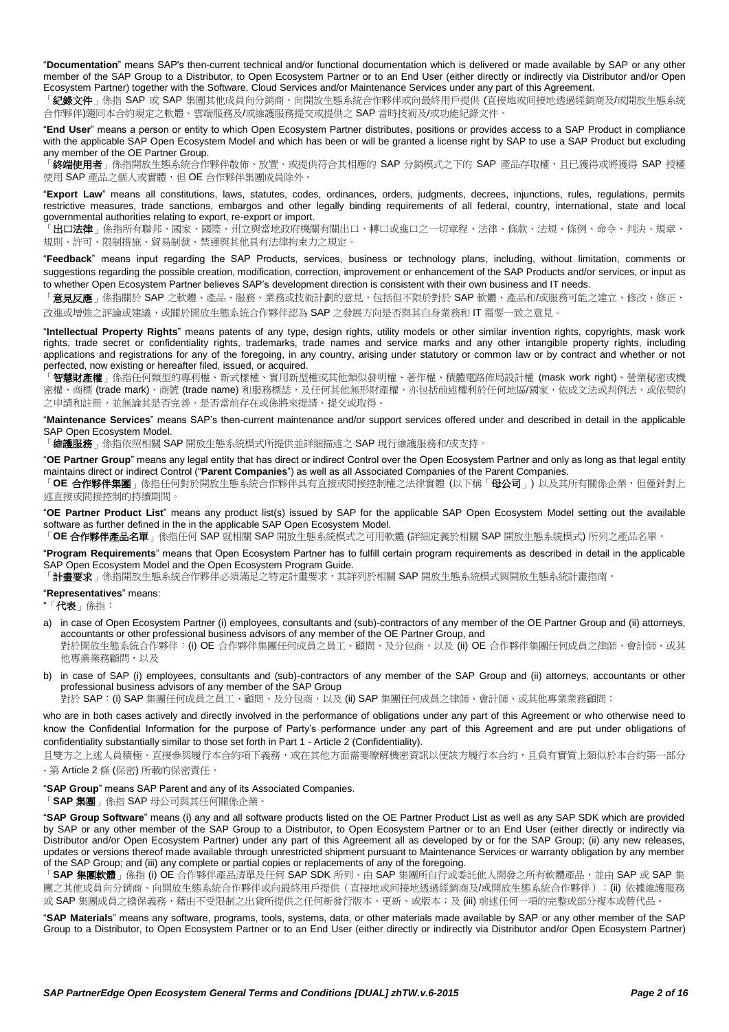"**Documentation**" means SAP's then-current technical and/or functional documentation which is delivered or made available by SAP or any other member of the SAP Group to a Distributor, to Open Ecosystem Partner or to an End User (either directly or indirectly via Distributor and/or Open Ecosystem Partner) together with the Software, Cloud Services and/or Maintenance Services under any part of this Agreement.

「**紀錄文件**」係指 SAP 或 SAP 集團其他成員向分銷商、向開放生態系統合作夥伴或向最終用戶提供 (直接地或間接地透過經銷商及/或開放生態系統合作夥伴)隨同本合約規定之軟體、雲端服務及/或維護服務提交或提供之 SAP 當時技術及/或功能紀錄文件。

"**End User**" means a person or entity to which Open Ecosystem Partner distributes, positions or provides access to a SAP Product in compliance with the applicable SAP Open Ecosystem Model and which has been or will be granted a license right by SAP to use a SAP Product but excluding any member of the OE Partner Group.

「**終端使用者**」係指開放生態系統合作夥伴散佈、放置、或提供符合其相應的 SAP 分銷模式之下的 SAP 產品存取權，且已獲得或將獲得 SAP 授權使用 SAP 產品之個人或實體，但 OE 合作夥伴集團成員除外。

"**Export Law**" means all constitutions, laws, statutes, codes, ordinances, orders, judgments, decrees, injunctions, rules, regulations, permits restrictive measures, trade sanctions, embargos and other legally binding requirements of all federal, country, international, state and local governmental authorities relating to export, re-export or import.

「**出口法律**」係指所有聯邦、國家、國際、州立與當地政府機關有關出口、轉口或進口之一切章程、法律、條款、法規、條例、命令、判決、規章、規則、許可、限制措施、貿易制裁、禁運與其他具有法律拘束力之規定。

"**Feedback**" means input regarding the SAP Products, services, business or technology plans, including, without limitation, comments or suggestions regarding the possible creation, modification, correction, improvement or enhancement of the SAP Products and/or services, or input as to whether Open Ecosystem Partner believes SAP's development direction is consistent with their own business and IT needs.

「**意見反應**」係指關於 SAP 之軟體、產品、服務、業務或技術計劃的意見，包括但不限於對於 SAP 軟體、產品和/或服務可能之建立、修改、修正、改進或增強之評論或建議，或關於開放生態系統合作夥伴認為 SAP 之發展方向是否與其自身業務和 IT 需要一致之意見。

"**Intellectual Property Rights**" means patents of any type, design rights, utility models or other similar invention rights, copyrights, mask work rights, trade secret or confidentiality rights, trademarks, trade names and service marks and any other intangible property rights, including applications and registrations for any of the foregoing, in any country, arising under statutory or common law or by contract and whether or not perfected, now existing or hereafter filed, issued, or acquired.

「**智慧財產權**」係指任何類型的專利權、新式樣權、實用新型權或其他類似發明權、著作權、積體電路佈局設計權 (mask work right)、營業秘密或機密權、商標 (trade mark)、商號 (trade name) 和服務標誌，及任何其他無形財產權，亦包括前述權利於任何地區/國家，依成文法或判例法，或依契約之申請和註冊，並無論其是否完善，是否當前存在或係將來提請、提交或取得。

"**Maintenance Services**" means SAP's then-current maintenance and/or support services offered under and described in detail in the applicable SAP Open Ecosystem Model.

「**維護服務**」係指依照相關 SAP 開放生態系統模式所提供並詳細描述之 SAP 現行維護服務和/或支持。

"**OE Partner Group**" means any legal entity that has direct or indirect Control over the Open Ecosystem Partner and only as long as that legal entity maintains direct or indirect Control ("**Parent Companies**") as well as all Associated Companies of the Parent Companies.

「**OE 合作夥伴集團**」係指任何對於開放生態系統合作夥伴具有直接或間接控制權之法律實體 (以下稱「**母公司**」) 以及其所有關係企業，但僅針對上述直接或間接控制的持續期間。

"**OE Partner Product List**" means any product list(s) issued by SAP for the applicable SAP Open Ecosystem Model setting out the available software as further defined in the in the applicable SAP Open Ecosystem Model.

「**OE 合作夥伴產品名單**」係指任何 SAP 就相關 SAP 開放生態系統模式之可用軟體 (詳細定義於相關 SAP 開放生態系統模式) 所列之產品名單。

"**Program Requirements**" means that Open Ecosystem Partner has to fulfill certain program requirements as described in detail in the applicable SAP Open Ecosystem Model and the Open Ecosystem Program Guide.

「**計畫要求**」係指開放生態系統合作夥伴必須滿足之特定計畫要求，其詳列於相關 SAP 開放生態系統模式與開放生態系統計畫指南。

"**Representatives**" means:

"「**代表**」係指：

a) in case of Open Ecosystem Partner (i) employees, consultants and (sub)-contractors of any member of the OE Partner Group and (ii) attorneys, accountants or other professional business advisors of any member of the OE Partner Group, and
   對於開放生態系統合作夥伴：(i) OE 合作夥伴集團任何成員之員工、顧問、及分包商，以及 (ii) OE 合作夥伴集團任何成員之律師、會計師、或其他專業業務顧問，以及

b) in case of SAP (i) employees, consultants and (sub)-contractors of any member of the SAP Group and (ii) attorneys, accountants or other professional business advisors of any member of the SAP Group
   對於 SAP：(i) SAP 集團任何成員之員工、顧問、及分包商，以及 (ii) SAP 集團任何成員之律師、會計師、或其他專業業務顧問；

who are in both cases actively and directly involved in the performance of obligations under any part of this Agreement or who otherwise need to know the Confidential Information for the purpose of Party's performance under any part of this Agreement and are put under obligations of confidentiality substantially similar to those set forth in Part 1 - Article 2 (Confidentiality).

且雙方之上述人員積極、直接參與履行本合約項下義務，或在其他方面需要瞭解機密資訊以便該方履行本合約，且負有實質上類似於本合約第一部分 - 第 Article 2 條 (保密) 所載的保密責任。

"**SAP Group**" means SAP Parent and any of its Associated Companies.

「**SAP 集團**」係指 SAP 母公司與其任何關係企業。

"**SAP Group Software**" means (i) any and all software products listed on the OE Partner Product List as well as any SAP SDK which are provided by SAP or any other member of the SAP Group to a Distributor, to Open Ecosystem Partner or to an End User (either directly or indirectly via Distributor and/or Open Ecosystem Partner) under any part of this Agreement all as developed by or for the SAP Group; (ii) any new releases, updates or versions thereof made available through unrestricted shipment pursuant to Maintenance Services or warranty obligation by any member of the SAP Group; and (iii) any complete or partial copies or replacements of any of the foregoing.

「**SAP 集團軟體**」係指 (i) OE 合作夥伴產品清單及任何 SAP SDK 所列、由 SAP 集團所自行或委託他人開發之所有軟體產品，並由 SAP 或 SAP 集團之其他成員向分銷商、向開放生態系統合作夥伴或向最終用戶提供（直接地或間接地透過經銷商及/或開放生態系統合作夥伴）；(ii) 依據維護服務或 SAP 集團成員之擔保義務，藉由不受限制之出貨所提供之任何新發行版本、更新、或版本；及 (iii) 前述任何一項的完整或部分複本或替代品。

"**SAP Materials**" means any software, programs, tools, systems, data, or other materials made available by SAP or any other member of the SAP Group to a Distributor, to Open Ecosystem Partner or to an End User (either directly or indirectly via Distributor and/or Open Ecosystem Partner)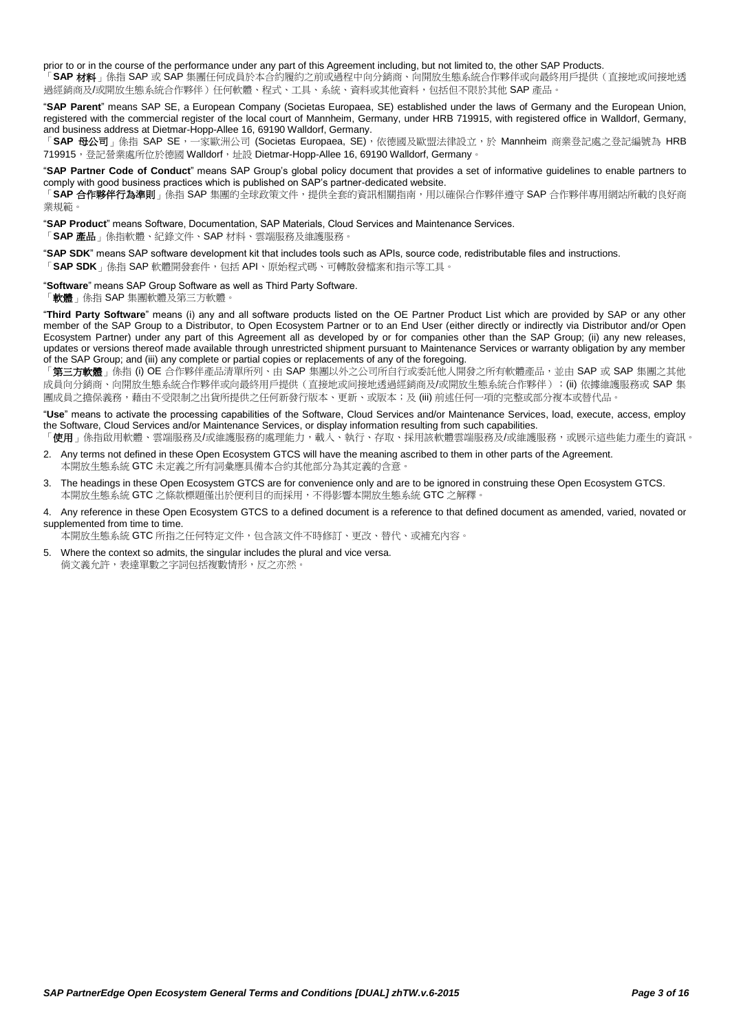prior to or in the course of the performance under any part of this Agreement including, but not limited to, the other SAP Products.
「**SAP 材料**」係指 SAP 或 SAP 集團任何成員於本合約履約之前或過程中向分銷商、向開放生態系統合作夥伴或向最終用戶提供（直接地或間接地透過經銷商及/或開放生態系統合作夥伴）任何軟體、程式、工具、系統、資料或其他資料，包括但不限於其他 SAP 產品。

"**SAP Parent**" means SAP SE, a European Company (Societas Europaea, SE) established under the laws of Germany and the European Union, registered with the commercial register of the local court of Mannheim, Germany, under HRB 719915, with registered office in Walldorf, Germany, and business address at Dietmar-Hopp-Allee 16, 69190 Walldorf, Germany.
「**SAP 母公司**」係指 SAP SE，一家歐洲公司 (Societas Europaea, SE)，依德國及歐盟法律設立，於 Mannheim 商業登記處之登記編號為 HRB 719915，登記營業處所位於德國 Walldorf，址設 Dietmar-Hopp-Allee 16, 69190 Walldorf, Germany。

"**SAP Partner Code of Conduct**" means SAP Group's global policy document that provides a set of informative guidelines to enable partners to comply with good business practices which is published on SAP's partner-dedicated website.
「**SAP 合作夥伴行為準則**」係指 SAP 集團的全球政策文件，提供全套的資訊相關指南，用以確保合作夥伴遵守 SAP 合作夥伴專用網站所載的良好商業規範。

"**SAP Product**" means Software, Documentation, SAP Materials, Cloud Services and Maintenance Services.
「**SAP 產品**」係指軟體、紀錄文件、SAP 材料、雲端服務及維護服務。

"**SAP SDK**" means SAP software development kit that includes tools such as APIs, source code, redistributable files and instructions.
「**SAP SDK**」係指 SAP 軟體開發套件，包括 API、原始程式碼、可轉散發檔案和指示等工具。

"**Software**" means SAP Group Software as well as Third Party Software.
「**軟體**」係指 SAP 集團軟體及第三方軟體。

"**Third Party Software**" means (i) any and all software products listed on the OE Partner Product List which are provided by SAP or any other member of the SAP Group to a Distributor, to Open Ecosystem Partner or to an End User (either directly or indirectly via Distributor and/or Open Ecosystem Partner) under any part of this Agreement all as developed by or for companies other than the SAP Group; (ii) any new releases, updates or versions thereof made available through unrestricted shipment pursuant to Maintenance Services or warranty obligation by any member of the SAP Group; and (iii) any complete or partial copies or replacements of any of the foregoing.
「**第三方軟體**」係指 (i) OE 合作夥伴產品清單所列、由 SAP 集團以外之公司所自行或委託他人開發之所有軟體產品，並由 SAP 或 SAP 集團之其他成員向分銷商、向開放生態系統合作夥伴或向最終用戶提供（直接地或間接地透過經銷商及/或開放生態系統合作夥伴）；(ii) 依據維護服務或 SAP 集團成員之擔保義務，藉由不受限制之出貨所提供之任何新發行版本、更新、或版本；及 (iii) 前述任何一項的完整或部分複本或替代品。

"**Use**" means to activate the processing capabilities of the Software, Cloud Services and/or Maintenance Services, load, execute, access, employ the Software, Cloud Services and/or Maintenance Services, or display information resulting from such capabilities.
「**使用**」係指啟用軟體、雲端服務及/或維護服務的處理能力，載入、執行、存取、採用該軟體雲端服務及/或維護服務，或展示這些能力產生的資訊。

2. Any terms not defined in these Open Ecosystem GTCS will have the meaning ascribed to them in other parts of the Agreement.
   本開放生態系統 GTC 未定義之所有詞彙應具備本合約其他部分為其定義的含意。

3. The headings in these Open Ecosystem GTCS are for convenience only and are to be ignored in construing these Open Ecosystem GTCS.
   本開放生態系統 GTC 之條款標題僅出於便利目的而採用，不得影響本開放生態系統 GTC 之解釋。

4. Any reference in these Open Ecosystem GTCS to a defined document is a reference to that defined document as amended, varied, novated or supplemented from time to time.
   本開放生態系統 GTC 所指之任何特定文件，包含該文件不時修訂、更改、替代、或補充內容。

5. Where the context so admits, the singular includes the plural and vice versa.
   倘文義允許，表達單數之字詞包括複數情形，反之亦然。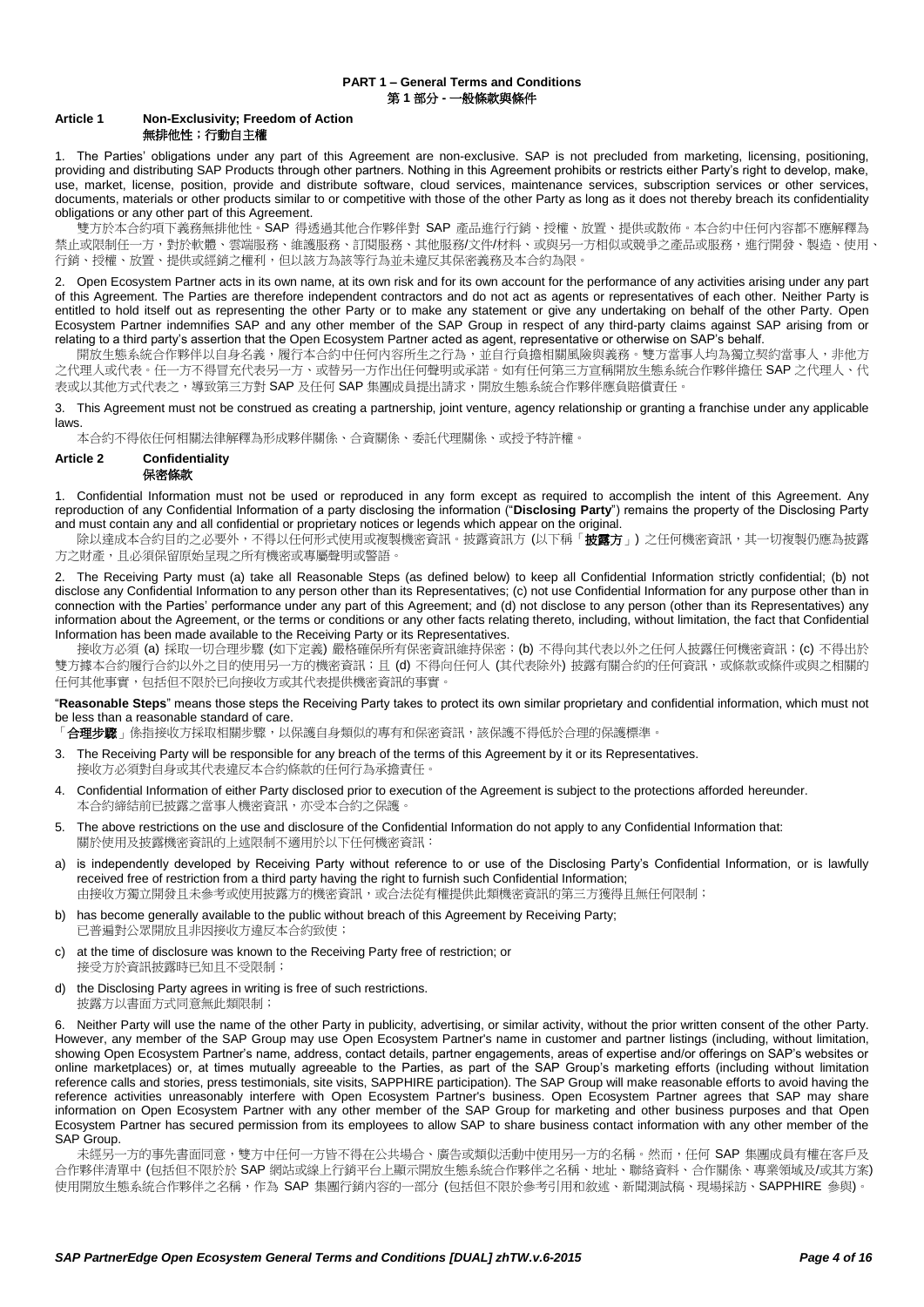# PART 1 – General Terms and Conditions
# 第 1 部分 - 一般條款與條件

## Article 1 Non-Exclusivity; Freedom of Action
## 無排他性；行動自主權

1. The Parties' obligations under any part of this Agreement are non-exclusive. SAP is not precluded from marketing, licensing, positioning, providing and distributing SAP Products through other partners. Nothing in this Agreement prohibits or restricts either Party's right to develop, make, use, market, license, position, provide and distribute software, cloud services, maintenance services, subscription services or other services, documents, materials or other products similar to or competitive with those of the other Party as long as it does not thereby breach its confidentiality obligations or any other part of this Agreement.
   雙方於本合約項下義務無排他性。SAP 得透過其他合作夥伴對 SAP 產品進行行銷、授權、放置、提供或散佈。本合約中任何內容都不應解釋為禁止或限制任一方，對於軟體、雲端服務、維護服務、訂閱服務、其他服務/文件/材料、或與另一方相似或競爭之產品或服務，進行開發、製造、使用、行銷、授權、放置、提供或經銷之權利，但以該方為該等行為並未違反其保密義務及本合約為限。

2. Open Ecosystem Partner acts in its own name, at its own risk and for its own account for the performance of any activities arising under any part of this Agreement. The Parties are therefore independent contractors and do not act as agents or representatives of each other. Neither Party is entitled to hold itself out as representing the other Party or to make any statement or give any undertaking on behalf of the other Party. Open Ecosystem Partner indemnifies SAP and any other member of the SAP Group in respect of any third-party claims against SAP arising from or relating to a third party's assertion that the Open Ecosystem Partner acted as agent, representative or otherwise on SAP's behalf.
   開放生態系統合作夥伴以自身名義，履行本合約中任何內容所生之行為，並自行負擔相關風險與義務。雙方當事人均為獨立契約當事人，非他方之代理人或代表。任一方不得冒充代表另一方、或替另一方作出任何聲明或承諾。如有任何第三方宣稱開放生態系統合作夥伴擔任 SAP 之代理人、代表或以其他方式代表之，導致第三方對 SAP 及任何 SAP 集團成員提出請求，開放生態系統合作夥伴應負賠償責任。

3. This Agreement must not be construed as creating a partnership, joint venture, agency relationship or granting a franchise under any applicable laws.
   本合約不得依任何相關法律解釋為形成夥伴關係、合資關係、委託代理關係、或授予特許權。

## Article 2 Confidentiality
## 保密條款

1. Confidential Information must not be used or reproduced in any form except as required to accomplish the intent of this Agreement. Any reproduction of any Confidential Information of a party disclosing the information ("**Disclosing Party**") remains the property of the Disclosing Party and must contain any and all confidential or proprietary notices or legends which appear on the original.
   除以達成本合約目的之必要外，不得以任何形式使用或複製機密資訊。披露資訊方 (以下稱「**披露方**」) 之任何機密資訊，其一切複製仍應為披露方之財產，且必須保留原始呈現之所有機密或專屬聲明或警語。

2. The Receiving Party must (a) take all Reasonable Steps (as defined below) to keep all Confidential Information strictly confidential; (b) not disclose any Confidential Information to any person other than its Representatives; (c) not use Confidential Information for any purpose other than in connection with the Parties' performance under any part of this Agreement; and (d) not disclose to any person (other than its Representatives) any information about the Agreement, or the terms or conditions or any other facts relating thereto, including, without limitation, the fact that Confidential Information has been made available to the Receiving Party or its Representatives.
   接收方必須 (a) 採取一切合理步驟 (如下定義) 嚴格確保所有保密資訊維持保密；(b) 不得向其代表以外之任何人披露任何機密資訊；(c) 不得出於雙方據本合約履行合約以外之目的使用另一方的機密資訊；且 (d) 不得向任何人 (其代表除外) 披露有關合約的任何資訊，或條款或條件或與之相關的任何其他事實，包括但不限於已向接收方或其代表提供機密資訊的事實。

"**Reasonable Steps**" means those steps the Receiving Party takes to protect its own similar proprietary and confidential information, which must not be less than a reasonable standard of care.
「**合理步驟**」係指接收方採取相關步驟，以保護自身類似的專有和保密資訊，該保護不得低於合理的保護標準。

3. The Receiving Party will be responsible for any breach of the terms of this Agreement by it or its Representatives.
   接收方必須對自身或其代表違反本合約條款的任何行為承擔責任。

4. Confidential Information of either Party disclosed prior to execution of the Agreement is subject to the protections afforded hereunder.
   本合約締結前已披露之當事人機密資訊，亦受本合約之保護。

5. The above restrictions on the use and disclosure of the Confidential Information do not apply to any Confidential Information that:
   關於使用及披露機密資訊的上述限制不適用於以下任何機密資訊：

a) is independently developed by Receiving Party without reference to or use of the Disclosing Party's Confidential Information, or is lawfully received free of restriction from a third party having the right to furnish such Confidential Information;
   由接收方獨立開發且未參考或使用披露方的機密資訊，或合法從有權提供此類機密資訊的第三方獲得且無任何限制；

b) has become generally available to the public without breach of this Agreement by Receiving Party;
   已普遍對公眾開放且非因接收方違反本合約致使；

c) at the time of disclosure was known to the Receiving Party free of restriction; or
   接受方於資訊披露時已知且不受限制；

d) the Disclosing Party agrees in writing is free of such restrictions.
   披露方以書面方式同意無此類限制；

6. Neither Party will use the name of the other Party in publicity, advertising, or similar activity, without the prior written consent of the other Party. However, any member of the SAP Group may use Open Ecosystem Partner's name in customer and partner listings (including, without limitation, showing Open Ecosystem Partner's name, address, contact details, partner engagements, areas of expertise and/or offerings on SAP's websites or online marketplaces) or, at times mutually agreeable to the Parties, as part of the SAP Group's marketing efforts (including without limitation reference calls and stories, press testimonials, site visits, SAPPHIRE participation). The SAP Group will make reasonable efforts to avoid having the reference activities unreasonably interfere with Open Ecosystem Partner's business. Open Ecosystem Partner agrees that SAP may share information on Open Ecosystem Partner with any other member of the SAP Group for marketing and other business purposes and that Open Ecosystem Partner has secured permission from its employees to allow SAP to share business contact information with any other member of the SAP Group.
   未經另一方的事先書面同意，雙方中任何一方皆不得在公共場合、廣告或類似活動中使用另一方的名稱。然而，任何 SAP 集團成員有權在客戶及合作夥伴清單中 (包括但不限於於 SAP 網站或線上行銷平台上顯示開放生態系統合作夥伴之名稱、地址、聯絡資料、合作關係、專業領域及/或其方案) 使用開放生態系統合作夥伴之名稱，作為 SAP 集團行銷內容的一部分 (包括但不限於參考引用和敘述、新聞測試稿、現場採訪、SAPPHIRE 參與)。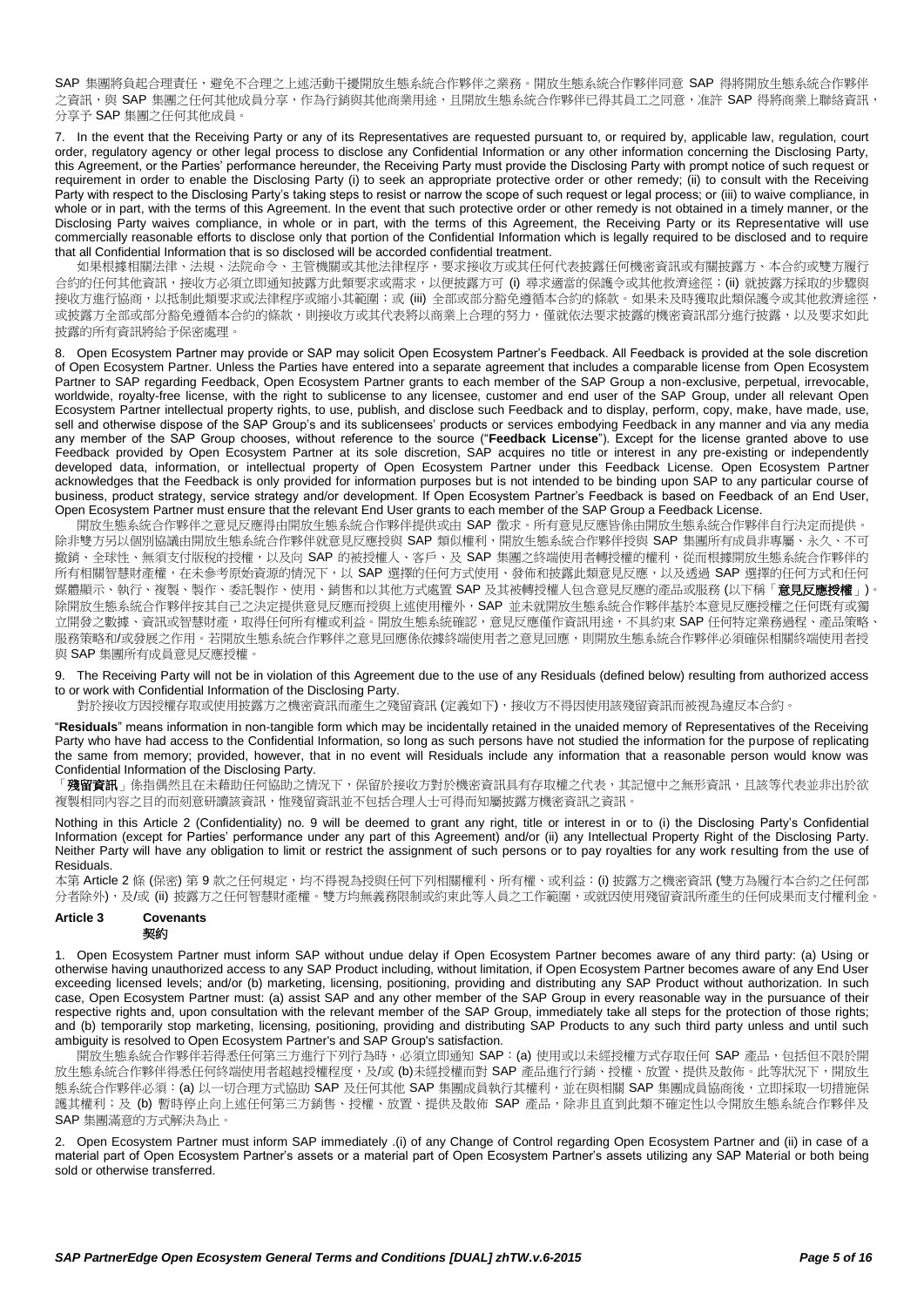SAP 集團將負起合理責任，避免不合理之上述活動干擾開放生態系統合作夥伴之業務。開放生態系統合作夥伴同意 SAP 得將開放生態系統合作夥伴之資訊，與 SAP 集團之任何其他成員分享，作為行銷與其他商業用途，且開放生態系統合作夥伴已得其員工之同意，准許 SAP 得將商業上聯絡資訊，分享予 SAP 集團之任何其他成員。

7. In the event that the Receiving Party or any of its Representatives are requested pursuant to, or required by, applicable law, regulation, court order, regulatory agency or other legal process to disclose any Confidential Information or any other information concerning the Disclosing Party, this Agreement, or the Parties' performance hereunder, the Receiving Party must provide the Disclosing Party with prompt notice of such request or requirement in order to enable the Disclosing Party (i) to seek an appropriate protective order or other remedy; (ii) to consult with the Receiving Party with respect to the Disclosing Party's taking steps to resist or narrow the scope of such request or legal process; or (iii) to waive compliance, in whole or in part, with the terms of this Agreement. In the event that such protective order or other remedy is not obtained in a timely manner, or the Disclosing Party waives compliance, in whole or in part, with the terms of this Agreement, the Receiving Party or its Representative will use commercially reasonable efforts to disclose only that portion of the Confidential Information which is legally required to be disclosed and to require that all Confidential Information that is so disclosed will be accorded confidential treatment.

如果根據相關法律、法規、法院命令、主管機關或其他法律程序，要求接收方或其任何代表披露任何機密資訊或有關披露方、本合約或雙方履行合約的任何其他資訊，接收方必須立即通知披露方此類要求或需求，以便披露方可 (i) 尋求適當的保護令或其他救濟途徑；(ii) 就披露方採取的步驟與接收方進行協商，以抵制此類要求或法律程序或縮小其範圍；或 (iii) 全部或部分豁免遵循本合約的條款。如果未及時獲取此類保護令或其他救濟途徑，或披露方全部或部分豁免遵循本合約的條款，則接收方或其代表將以商業上合理的努力，僅就依法要求披露的機密資訊部分進行披露，以及要求如此披露的所有資訊將給予保密處理。

8. Open Ecosystem Partner may provide or SAP may solicit Open Ecosystem Partner's Feedback. All Feedback is provided at the sole discretion of Open Ecosystem Partner. Unless the Parties have entered into a separate agreement that includes a comparable license from Open Ecosystem Partner to SAP regarding Feedback, Open Ecosystem Partner grants to each member of the SAP Group a non-exclusive, perpetual, irrevocable, worldwide, royalty-free license, with the right to sublicense to any licensee, customer and end user of the SAP Group, under all relevant Open Ecosystem Partner intellectual property rights, to use, publish, and disclose such Feedback and to display, perform, copy, make, have made, use, sell and otherwise dispose of the SAP Group's and its sublicensees' products or services embodying Feedback in any manner and via any media any member of the SAP Group chooses, without reference to the source ("**Feedback License**"). Except for the license granted above to use Feedback provided by Open Ecosystem Partner at its sole discretion, SAP acquires no title or interest in any pre-existing or independently developed data, information, or intellectual property of Open Ecosystem Partner under this Feedback License. Open Ecosystem Partner acknowledges that the Feedback is only provided for information purposes but is not intended to be binding upon SAP to any particular course of business, product strategy, service strategy and/or development. If Open Ecosystem Partner's Feedback is based on Feedback of an End User, Open Ecosystem Partner must ensure that the relevant End User grants to each member of the SAP Group a Feedback License.

開放生態系統合作夥伴之意見反應得由開放生態系統合作夥伴提供或由 SAP 徵求。所有意見反應皆係由開放生態系統合作夥伴自行決定而提供。除非雙方另以個別協議由開放生態系統合作夥伴就意見反應授與 SAP 類似權利，開放生態系統合作夥伴授與 SAP 集團所有成員非專屬、永久、不可撤銷、全球性、無須支付版稅的授權，以及向 SAP 的被授權人、客戶、及 SAP 集團之終端使用者轉授權的權利，從而根據開放生態系統合作夥伴的所有相關智慧財產權，在未參考原始資源的情況下，以 SAP 選擇的任何方式使用、發佈和披露此類意見反應，以及透過 SAP 選擇的任何方式和任何媒體顯示、執行、複製、製作、委託製作、使用、銷售和以其他方式處置 SAP 及其被轉授權人包含意見反應的產品或服務 (以下稱「**意見反應授權**」)。除開放生態系統合作夥伴按其自己之決定提供意見反應而授與上述使用權外，SAP 並未就開放生態系統合作夥伴基於本意見反應授權之任何既有或獨立開發之數據、資訊或智慧財產，取得任何所有權或利益。開放生態系統確認，意見反應僅作資訊用途，不具約束 SAP 任何特定業務過程、產品策略、服務策略和/或發展之作用。若開放生態系統合作夥伴之意見回應係依據終端使用者之意見回應，則開放生態系統合作夥伴必須確保相關終端使用者授與 SAP 集團所有成員意見反應授權。

9. The Receiving Party will not be in violation of this Agreement due to the use of any Residuals (defined below) resulting from authorized access to or work with Confidential Information of the Disclosing Party.

對於接收方因授權存取或使用披露方之機密資訊而產生之殘留資訊 (定義如下)，接收方不得因使用該殘留資訊而被視為違反本合約。

"**Residuals**" means information in non-tangible form which may be incidentally retained in the unaided memory of Representatives of the Receiving Party who have had access to the Confidential Information, so long as such persons have not studied the information for the purpose of replicating the same from memory; provided, however, that in no event will Residuals include any information that a reasonable person would know was Confidential Information of the Disclosing Party.

「**殘留資訊**」係指偶然且在未藉助任何協助之情況下，保留於接收方對於機密資訊具有存取權之代表，其記憶中之無形資訊，且該等代表並非出於欲複製相同內容之目的而刻意研讀該資訊，惟殘留資訊並不包括合理人士可得而知屬披露方機密資訊之資訊。

Nothing in this Article 2 (Confidentiality) no. 9 will be deemed to grant any right, title or interest in or to (i) the Disclosing Party's Confidential Information (except for Parties' performance under any part of this Agreement) and/or (ii) any Intellectual Property Right of the Disclosing Party. Neither Party will have any obligation to limit or restrict the assignment of such persons or to pay royalties for any work resulting from the use of Residuals.

本第 Article 2 條 (保密) 第 9 款之任何規定，均不得視為授與任何下列相關權利、所有權、或利益：(i) 披露方之機密資訊 (雙方為履行本合約之任何部分者除外)，及/或 (ii) 披露方之任何智慧財產權。雙方均無義務限制或約束此等人員之工作範圍，或就因使用殘留資訊所產生的任何成果而支付權利金。

## Article 3 Covenants 契約

1. Open Ecosystem Partner must inform SAP without undue delay if Open Ecosystem Partner becomes aware of any third party: (a) Using or otherwise having unauthorized access to any SAP Product including, without limitation, if Open Ecosystem Partner becomes aware of any End User exceeding licensed levels; and/or (b) marketing, licensing, positioning, providing and distributing any SAP Product without authorization. In such case, Open Ecosystem Partner must: (a) assist SAP and any other member of the SAP Group in every reasonable way in the pursuance of their respective rights and, upon consultation with the relevant member of the SAP Group, immediately take all steps for the protection of those rights; and (b) temporarily stop marketing, licensing, positioning, providing and distributing SAP Products to any such third party unless and until such ambiguity is resolved to Open Ecosystem Partner's and SAP Group's satisfaction.

開放生態系統合作夥伴若得悉任何第三方進行下列行為時，必須立即通知 SAP：(a) 使用或以未經授權方式存取任何 SAP 產品，包括但不限於開放生態系統合作夥伴得悉任何終端使用者超越授權程度，及/或 (b)未經授權而對 SAP 產品進行行銷、授權、放置、提供及散佈。此等狀況下，開放生態系統合作夥伴必須：(a) 以一切合理方式協助 SAP 及任何其他 SAP 集團成員執行其權利，並在與相關 SAP 集團成員協商後，立即採取一切措施保護其權利；及 (b) 暫時停止向上述任何第三方銷售、授權、放置、提供及散佈 SAP 產品，除非且直到此類不確定性以令開放生態系統合作夥伴及 SAP 集團滿意的方式解決為止。

2. Open Ecosystem Partner must inform SAP immediately .(i) of any Change of Control regarding Open Ecosystem Partner and (ii) in case of a material part of Open Ecosystem Partner's assets or a material part of Open Ecosystem Partner's assets utilizing any SAP Material or both being sold or otherwise transferred.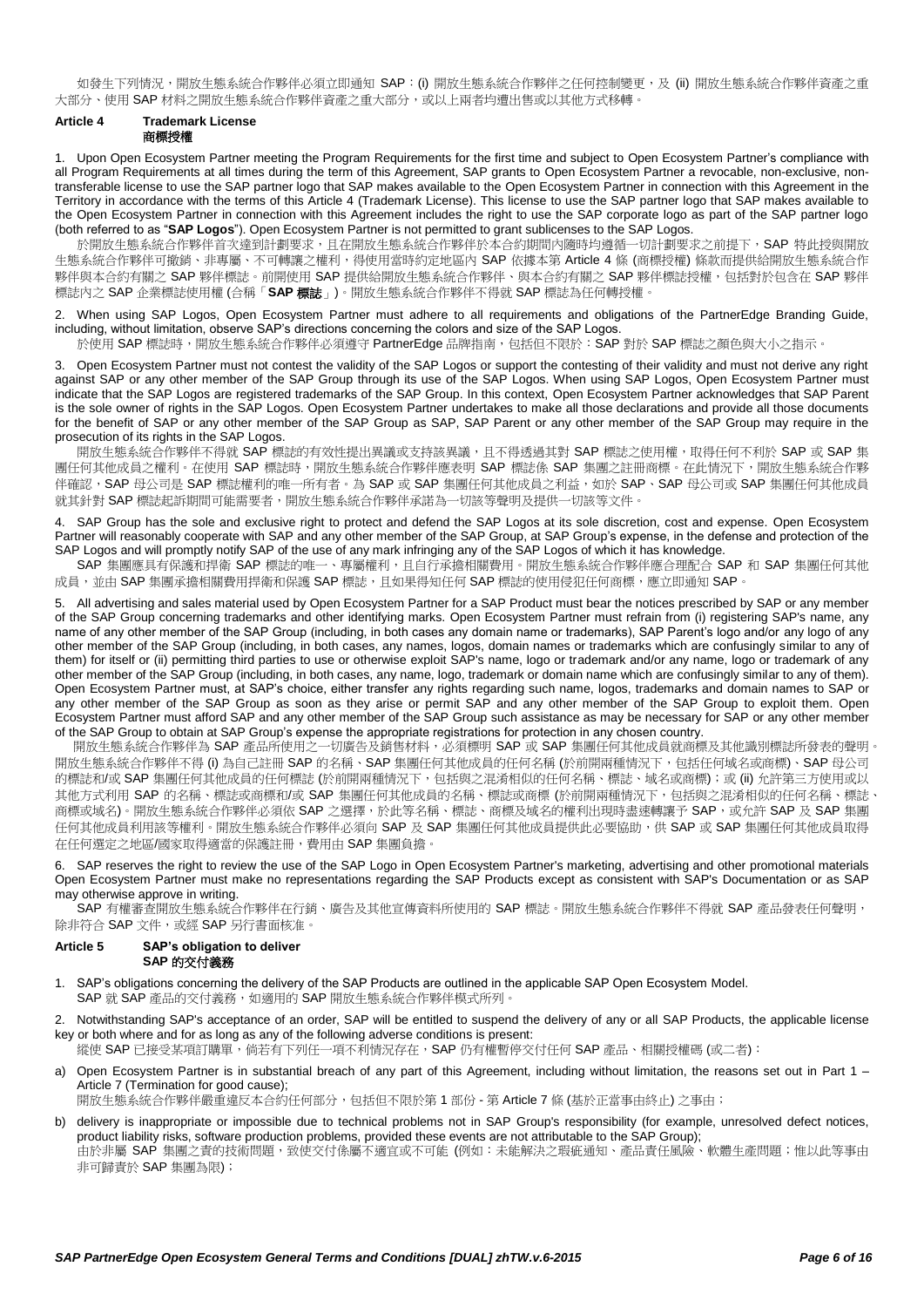如發生下列情況，開放生態系統合作夥伴必須立即通知 SAP：(i) 開放生態系統合作夥伴之任何控制變更，及 (ii) 開放生態系統合作夥伴資產之重大部分、使用 SAP 材料之開放生態系統合作夥伴資產之重大部分，或以上兩者均遭出售或以其他方式移轉。

## Article 4 Trademark License
## 商標授權

1. Upon Open Ecosystem Partner meeting the Program Requirements for the first time and subject to Open Ecosystem Partner's compliance with all Program Requirements at all times during the term of this Agreement, SAP grants to Open Ecosystem Partner a revocable, non-exclusive, non-transferable license to use the SAP partner logo that SAP makes available to the Open Ecosystem Partner in connection with this Agreement in the Territory in accordance with the terms of this Article 4 (Trademark License). This license to use the SAP partner logo that SAP makes available to the Open Ecosystem Partner in connection with this Agreement includes the right to use the SAP corporate logo as part of the SAP partner logo (both referred to as "**SAP Logos**"). Open Ecosystem Partner is not permitted to grant sublicenses to the SAP Logos.
於開放生態系統合作夥伴首次達到計劃要求，且在開放生態系統合作夥伴於本合約期間內隨時均遵循一切計劃要求之前提下，SAP 特此授與開放生態系統合作夥伴可撤銷、非專屬、不可轉讓之權利，得使用當時約定地區內 SAP 依據本第 Article 4 條 (商標授權) 條款而提供給開放生態系統合作夥伴與本合約有關之 SAP 夥伴標誌。前開使用 SAP 提供給開放生態系統合作夥伴、與本合約有關之 SAP 夥伴標誌授權，包括對於包含在 SAP 夥伴標誌內之 SAP 企業標誌使用權 (合稱「**SAP 標誌**」)。開放生態系統合作夥伴不得就 SAP 標誌為任何轉授權。

2. When using SAP Logos, Open Ecosystem Partner must adhere to all requirements and obligations of the PartnerEdge Branding Guide, including, without limitation, observe SAP's directions concerning the colors and size of the SAP Logos.
於使用 SAP 標誌時，開放生態系統合作夥伴必須遵守 PartnerEdge 品牌指南，包括但不限於：SAP 對於 SAP 標誌之顏色與大小之指示。

3. Open Ecosystem Partner must not contest the validity of the SAP Logos or support the contesting of their validity and must not derive any right against SAP or any other member of the SAP Group through its use of the SAP Logos. When using SAP Logos, Open Ecosystem Partner must indicate that the SAP Logos are registered trademarks of the SAP Group. In this context, Open Ecosystem Partner acknowledges that SAP Parent is the sole owner of rights in the SAP Logos. Open Ecosystem Partner undertakes to make all those declarations and provide all those documents for the benefit of SAP or any other member of the SAP Group as SAP, SAP Parent or any other member of the SAP Group may require in the prosecution of its rights in the SAP Logos.
開放生態系統合作夥伴不得就 SAP 標誌的有效性提出異議或支持該異議，且不得透過其對 SAP 標誌之使用權，取得任何不利於 SAP 或 SAP 集團任何其他成員之權利。在使用 SAP 標誌時，開放生態系統合作夥伴應表明 SAP 標誌係 SAP 集團之註冊商標。在此情況下，開放生態系統合作夥伴確認，SAP 母公司是 SAP 標誌權利的唯一所有者。為 SAP 或 SAP 集團任何其他成員之利益，如於 SAP、SAP 母公司或 SAP 集團任何其他成員就其針對 SAP 標誌起訴期間可能需要者，開放生態系統合作夥伴承諾為一切該等聲明及提供一切該等文件。

4. SAP Group has the sole and exclusive right to protect and defend the SAP Logos at its sole discretion, cost and expense. Open Ecosystem Partner will reasonably cooperate with SAP and any other member of the SAP Group, at SAP Group's expense, in the defense and protection of the SAP Logos and will promptly notify SAP of the use of any mark infringing any of the SAP Logos of which it has knowledge.
SAP 集團應具有保護和捍衛 SAP 標誌的唯一、專屬權利，且自行承擔相關費用。開放生態系統合作夥伴應合理配合 SAP 和 SAP 集團任何其他成員，並由 SAP 集團承擔相關費用捍衛和保護 SAP 標誌，且如果得知任何 SAP 標誌的使用侵犯任何商標，應立即通知 SAP。

5. All advertising and sales material used by Open Ecosystem Partner for a SAP Product must bear the notices prescribed by SAP or any member of the SAP Group concerning trademarks and other identifying marks. Open Ecosystem Partner must refrain from (i) registering SAP's name, any name of any other member of the SAP Group (including, in both cases any domain name or trademarks), SAP Parent's logo and/or any logo of any other member of the SAP Group (including, in both, cases, any names, logos, domain names or trademarks which are confusingly similar to any of them) for itself or (ii) permitting third parties to use or otherwise exploit SAP's name, logo or trademark and/or any name, logo or trademark of any other member of the SAP Group (including, in both cases, any name, logo, trademark or domain name which are confusingly similar to any of them). Open Ecosystem Partner must, at SAP's choice, either transfer any rights regarding such name, logos, trademarks and domain names to SAP or any other member of the SAP Group as soon as they arise or permit SAP and any other member of the SAP Group to exploit them. Open Ecosystem Partner must afford SAP and any other member of the SAP Group such assistance as may be necessary for SAP or any other member of the SAP Group to obtain at SAP Group's expense the appropriate registrations for protection in any chosen country.
開放生態系統合作夥伴為 SAP 產品所使用之一切廣告及銷售材料，必須標明 SAP 或 SAP 集團任何其他成員就商標及其他識別標誌所發表的聲明。開放生態系統合作夥伴不得 (i) 為自己註冊 SAP 的名稱、SAP 集團任何其他成員的任何名稱 (於前開兩種情況下，包括任何域名或商標)、SAP 母公司的標誌和/或 SAP 集團任何其他成員的任何標誌 (於前開兩種情況下，包括與之混淆相似的任何名稱、標誌、域名或商標)；或 (ii) 允許第三方使用或以其他方式利用 SAP 的名稱、標誌或商標和/或 SAP 集團任何其他成員的名稱、標誌或商標 (於前開兩種情況下，包括與之混淆相似的任何名稱、標誌、商標或域名)。開放生態系統合作夥伴必須依 SAP 之選擇，於此等名稱、標誌、商標及域名的權利出現時盡速轉讓予 SAP，或允許 SAP 及 SAP 集團任何其他成員利用該等權利。開放生態系統合作夥伴必須向 SAP 及 SAP 集團任何其他成員提供此必要協助，供 SAP 或 SAP 集團任何其他成員取得在任何選定之地區/國家取得適當的保護註冊，費用由 SAP 集團負擔。

6. SAP reserves the right to review the use of the SAP Logo in Open Ecosystem Partner's marketing, advertising and other promotional materials Open Ecosystem Partner must make no representations regarding the SAP Products except as consistent with SAP's Documentation or as SAP may otherwise approve in writing.
SAP 有權審查開放生態系統合作夥伴在行銷、廣告及其他宣傳資料所使用的 SAP 標誌。開放生態系統合作夥伴不得就 SAP 產品發表任何聲明，除非符合 SAP 文件，或經 SAP 另行書面核准。

## Article 5 SAP's obligation to deliver
## SAP 的交付義務

1. SAP's obligations concerning the delivery of the SAP Products are outlined in the applicable SAP Open Ecosystem Model.
SAP 就 SAP 產品的交付義務，如適用的 SAP 開放生態系統合作夥伴模式所列。

2. Notwithstanding SAP's acceptance of an order, SAP will be entitled to suspend the delivery of any or all SAP Products, the applicable license key or both where and for as long as any of the following adverse conditions is present:
縱使 SAP 已接受某項訂購單，倘若有下列任一項不利情況存在，SAP 仍有權暫停交付任何 SAP 產品、相關授權碼 (或二者)：

a) Open Ecosystem Partner is in substantial breach of any part of this Agreement, including without limitation, the reasons set out in Part 1 – Article 7 (Termination for good cause);
開放生態系統合作夥伴嚴重違反本合約任何部分，包括但不限於第 1 部份 - 第 Article 7 條 (基於正當事由終止) 之事由；

b) delivery is inappropriate or impossible due to technical problems not in SAP Group's responsibility (for example, unresolved defect notices, product liability risks, software production problems, provided these events are not attributable to the SAP Group);
由於非屬 SAP 集團之責的技術問題，致使交付係屬不適宜或不可能 (例如：未能解決之瑕疵通知、產品責任風險、軟體生產問題；惟以此等事由非可歸責於 SAP 集團為限)；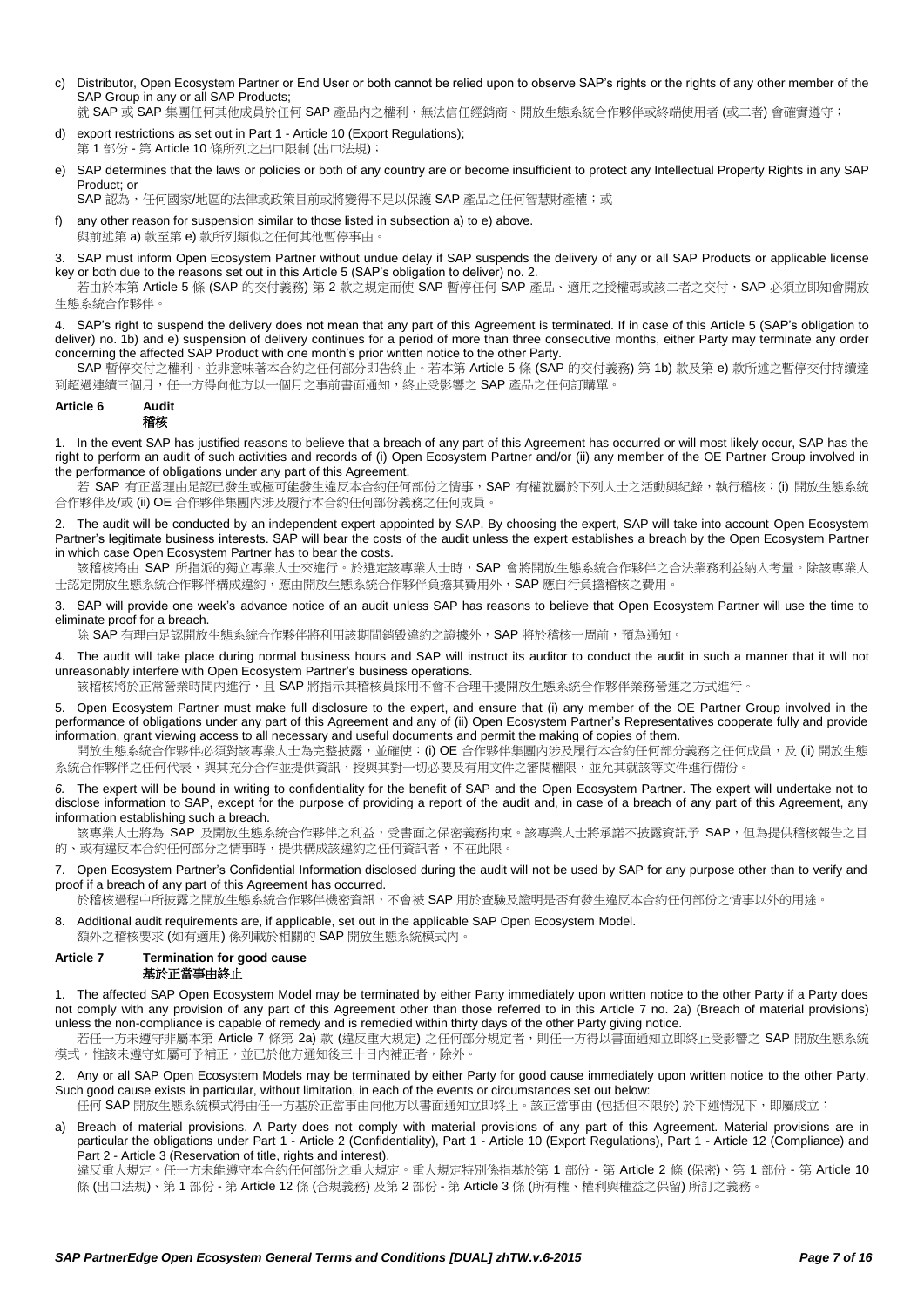c) Distributor, Open Ecosystem Partner or End User or both cannot be relied upon to observe SAP's rights or the rights of any other member of the SAP Group in any or all SAP Products;
就 SAP 或 SAP 集團任何其他成員於任何 SAP 產品內之權利，無法信任經銷商、開放生態系統合作夥伴或終端使用者 (或二者) 會確實遵守；

d) export restrictions as set out in Part 1 - Article 10 (Export Regulations);
第 1 部份 - 第 Article 10 條所列之出口限制 (出口法規)；

e) SAP determines that the laws or policies or both of any country are or become insufficient to protect any Intellectual Property Rights in any SAP Product; or
SAP 認為，任何國家/地區的法律或政策目前或將變得不足以保護 SAP 產品之任何智慧財產權；或

f) any other reason for suspension similar to those listed in subsection a) to e) above.
與前述第 a) 款至第 e) 款所列類似之任何其他暫停事由。

3. SAP must inform Open Ecosystem Partner without undue delay if SAP suspends the delivery of any or all SAP Products or applicable license key or both due to the reasons set out in this Article 5 (SAP's obligation to deliver) no. 2.
若由於本第 Article 5 條 (SAP 的交付義務) 第 2 款之規定而使 SAP 暫停任何 SAP 產品、適用之授權碼或該二者之交付，SAP 必須立即知會開放生態系統合作夥伴。

4. SAP's right to suspend the delivery does not mean that any part of this Agreement is terminated. If in case of this Article 5 (SAP's obligation to deliver) no. 1b) and e) suspension of delivery continues for a period of more than three consecutive months, either Party may terminate any order concerning the affected SAP Product with one month's prior written notice to the other Party.
SAP 暫停交付之權利，並非意味著本合約之任何部分即告終止。若本第 Article 5 條 (SAP 的交付義務) 第 1b) 款及第 e) 款所述之暫停交付持續達到超過連續三個月，任一方得向他方以一個月之事前書面通知，終止受影響之 SAP 產品之任何訂購單。

## Article 6 Audit
## 稽核

1. In the event SAP has justified reasons to believe that a breach of any part of this Agreement has occurred or will most likely occur, SAP has the right to perform an audit of such activities and records of (i) Open Ecosystem Partner and/or (ii) any member of the OE Partner Group involved in the performance of obligations under any part of this Agreement.
若 SAP 有正當理由足認已發生或極可能發生違反本合約任何部分之情事，SAP 有權就屬於下列人士之活動與紀錄，執行稽核：(i) 開放生態系統合作夥伴及/或 (ii) OE 合作夥伴集團內涉及履行本合約任何部份義務之任何成員。

2. The audit will be conducted by an independent expert appointed by SAP. By choosing the expert, SAP will take into account Open Ecosystem Partner's legitimate business interests. SAP will bear the costs of the audit unless the expert establishes a breach by the Open Ecosystem Partner in which case Open Ecosystem Partner has to bear the costs.
該稽核將由 SAP 所指派的獨立專業人士來進行。於選定該專業人士時，SAP 會將開放生態系統合作夥伴之合法業務利益納入考量。除該專業人士認定開放生態系統合作夥伴構成違約，應由開放生態系統合作夥伴負擔其費用外，SAP 應自行負擔稽核之費用。

3. SAP will provide one week's advance notice of an audit unless SAP has reasons to believe that Open Ecosystem Partner will use the time to eliminate proof for a breach.
除 SAP 有理由足認開放生態系統合作夥伴將利用該期間銷毀違約之證據外，SAP 將於稽核一周前，預為通知。

4. The audit will take place during normal business hours and SAP will instruct its auditor to conduct the audit in such a manner that it will not unreasonably interfere with Open Ecosystem Partner's business operations.
該稽核將於正常營業時間內進行，且 SAP 將指示其稽核員採用不會不合理干擾開放生態系統合作夥伴業務營運之方式進行。

5. Open Ecosystem Partner must make full disclosure to the expert, and ensure that (i) any member of the OE Partner Group involved in the performance of obligations under any part of this Agreement and any of (ii) Open Ecosystem Partner's Representatives cooperate fully and provide information, grant viewing access to all necessary and useful documents and permit the making of copies of them.
開放生態系統合作夥伴必須對該專業人士為完整披露，並確使：(i) OE 合作夥伴集團內涉及履行本合約任何部分義務之任何成員，及 (ii) 開放生態系統合作夥伴之任何代表，與其充分合作並提供資訊，授與其對一切必要及有用文件之審閱權限，並允其就該等文件進行備份。

*6.* The expert will be bound in writing to confidentiality for the benefit of SAP and the Open Ecosystem Partner. The expert will undertake not to disclose information to SAP, except for the purpose of providing a report of the audit and, in case of a breach of any part of this Agreement, any information establishing such a breach.
該專業人士將為 SAP 及開放生態系統合作夥伴之利益，受書面之保密義務拘束。該專業人士將承諾不披露資訊予 SAP，但為提供稽核報告之目的、或有違反本合約任何部分之情事時，提供構成該違約之任何資訊者，不在此限。

7. Open Ecosystem Partner's Confidential Information disclosed during the audit will not be used by SAP for any purpose other than to verify and proof if a breach of any part of this Agreement has occurred.
於稽核過程中所披露之開放生態系統合作夥伴機密資訊，不會被 SAP 用於查驗及證明是否有發生違反本合約任何部分之情事以外的用途。

8. Additional audit requirements are, if applicable, set out in the applicable SAP Open Ecosystem Model.
額外之稽核要求 (如有適用) 係列載於相關的 SAP 開放生態系統模式內。

## Article 7 Termination for good cause
## 基於正當事由終止

1. The affected SAP Open Ecosystem Model may be terminated by either Party immediately upon written notice to the other Party if a Party does not comply with any provision of any part of this Agreement other than those referred to in this Article 7 no. 2a) (Breach of material provisions) unless the non-compliance is capable of remedy and is remedied within thirty days of the other Party giving notice.
若任一方未遵守非屬本第 Article 7 條第 2a) 款 (違反重大規定) 之任何部分規定者，則任一方得以書面通知立即終止受影響之 SAP 開放生態系統模式，惟該未遵守如屬可予補正，並已於他方通知後三十日內補正者，除外。

2. Any or all SAP Open Ecosystem Models may be terminated by either Party for good cause immediately upon written notice to the other Party. Such good cause exists in particular, without limitation, in each of the events or circumstances set out below:
任何 SAP 開放生態系統模式得由任一方基於正當事由向他方以書面通知立即終止。該正當事由 (包括但不限於) 於下述情況下，即屬成立：

a) Breach of material provisions. A Party does not comply with material provisions of any part of this Agreement. Material provisions are in particular the obligations under Part 1 - Article 2 (Confidentiality), Part 1 - Article 10 (Export Regulations), Part 1 - Article 12 (Compliance) and Part 2 - Article 3 (Reservation of title, rights and interest).
違反重大規定。任一方未能遵守本合約任何部分之重大規定。重大規定特別係指基於第 1 部份 - 第 Article 2 條 (保密)、第 1 部份 - 第 Article 10 條 (出口法規)、第 1 部份 - 第 Article 12 條 (合規義務) 及第 2 部份 - 第 Article 3 條 (所有權、權利與權益之保留) 所訂之義務。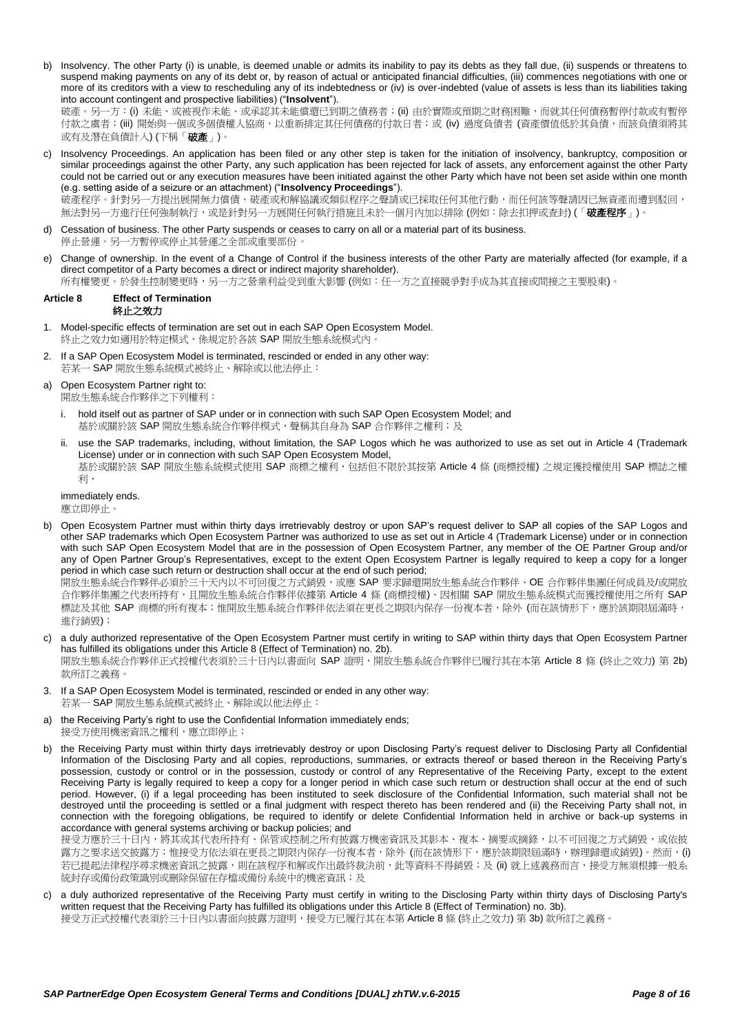b) Insolvency. The other Party (i) is unable, is deemed unable or admits its inability to pay its debts as they fall due, (ii) suspends or threatens to suspend making payments on any of its debt or, by reason of actual or anticipated financial difficulties, (iii) commences negotiations with one or more of its creditors with a view to rescheduling any of its indebtedness or (iv) is over-indebted (value of assets is less than its liabilities taking into account contingent and prospective liabilities) ("**Insolvent**").
破產。另一方：(i) 未能、或被視作未能、或承認其未能償還已到期之債務者；(ii) 由於實際或預期之財務困難，而就其任何債務暫停付款或有暫停付款之虞者；(iii) 開始與一個或多個債權人協商，以重新排定其任何債務的付款日者；或 (iv) 過度負債者 (資產價值低於其負債，而該負債須將其或有及潛在負債計入) (下稱「**破產**」)。

c) Insolvency Proceedings. An application has been filed or any other step is taken for the initiation of insolvency, bankruptcy, composition or similar proceedings against the other Party, any such application has been rejected for lack of assets, any enforcement against the other Party could not be carried out or any execution measures have been initiated against the other Party which have not been set aside within one month (e.g. setting aside of a seizure or an attachment) ("**Insolvency Proceedings**").
破產程序。針對另一方提出展開無力償債、破產或和解協議或類似程序之聲請或已採取任何其他行動，而任何該等聲請因已無資產而遭到駁回，無法對另一方進行任何強制執行，或是針對另一方展開任何執行措施且未於一個月內加以排除 (例如：除去扣押或查封) (「**破產程序**」)。

d) Cessation of business. The other Party suspends or ceases to carry on all or a material part of its business.
停止營運。另一方暫停或停止其營運之全部或重要部份。

e) Change of ownership. In the event of a Change of Control if the business interests of the other Party are materially affected (for example, if a direct competitor of a Party becomes a direct or indirect majority shareholder).
所有權變更。於發生控制變更時，另一方之營業利益受到重大影響 (例如：任一方之直接競爭對手成為其直接或間接之主要股東)。

**Article 8 Effect of Termination**
**終止之效力**

1. Model-specific effects of termination are set out in each SAP Open Ecosystem Model.
終止之效力如適用於特定模式，係規定於各該 SAP 開放生態系統模式內。

2. If a SAP Open Ecosystem Model is terminated, rescinded or ended in any other way:
若某一 SAP 開放生態系統模式被終止、解除或以他法停止：

a) Open Ecosystem Partner right to:
開放生態系統合作夥伴之下列權利：

   i. hold itself out as partner of SAP under or in connection with such SAP Open Ecosystem Model; and
   基於或關於該 SAP 開放生態系統合作夥伴模式，聲稱其自身為 SAP 合作夥伴之權利；及

   ii. use the SAP trademarks, including, without limitation, the SAP Logos which he was authorized to use as set out in Article 4 (Trademark License) under or in connection with such SAP Open Ecosystem Model,
   基於或關於該 SAP 開放生態系統模式使用 SAP 商標之權利，包括但不限於其按第 Article 4 條 (商標授權) 之規定獲授權使用 SAP 標誌之權利，

immediately ends.
應立即停止。

b) Open Ecosystem Partner must within thirty days irretrievably destroy or upon SAP's request deliver to SAP all copies of the SAP Logos and other SAP trademarks which Open Ecosystem Partner was authorized to use as set out in Article 4 (Trademark License) under or in connection with such SAP Open Ecosystem Model that are in the possession of Open Ecosystem Partner, any member of the OE Partner Group and/or any of Open Partner Group's Representatives, except to the extent Open Ecosystem Partner is legally required to keep a copy for a longer period in which case such return or destruction shall occur at the end of such period;
開放生態系統合作夥伴必須於三十天內以不可回復之方式銷毀，或應 SAP 要求歸還開放生態系統合作夥伴、OE 合作夥伴集團任何成員及/或開放合作夥伴集團之代表所持有，且開放生態系統合作夥伴依據第 Article 4 條 (商標授權)、因相關 SAP 開放生態系統模式而獲授權使用之所有 SAP 標誌及其他 SAP 商標的所有複本；惟開放生態系統合作夥伴依法須在更長之期限內保存一份複本者，除外 (而在該情形下，應於該期限屆滿時，進行銷毀)；

c) a duly authorized representative of the Open Ecosystem Partner must certify in writing to SAP within thirty days that Open Ecosystem Partner has fulfilled its obligations under this Article 8 (Effect of Termination) no. 2b).
開放生態系統合作夥伴正式授權代表須於三十日內以書面向 SAP 證明，開放生態系統合作夥伴已履行其在本第 Article 8 條 (終止之效力) 第 2b) 款所訂之義務。

3. If a SAP Open Ecosystem Model is terminated, rescinded or ended in any other way:
若某一 SAP 開放生態系統模式被終止、解除或以他法停止：

a) the Receiving Party's right to use the Confidential Information immediately ends;
接受方使用機密資訊之權利，應立即停止；

b) the Receiving Party must within thirty days irretrievably destroy or upon Disclosing Party's request deliver to Disclosing Party all Confidential Information of the Disclosing Party and all copies, reproductions, summaries, or extracts thereof or based thereon in the Receiving Party's possession, custody or control or in the possession, custody or control of any Representative of the Receiving Party, except to the extent Receiving Party is legally required to keep a copy for a longer period in which case such return or destruction shall occur at the end of such period. However, (i) if a legal proceeding has been instituted to seek disclosure of the Confidential Information, such material shall not be destroyed until the proceeding is settled or a final judgment with respect thereto has been rendered and (ii) the Receiving Party shall not, in connection with the foregoing obligations, be required to identify or delete Confidential Information held in archive or back-up systems in accordance with general systems archiving or backup policies; and
接受方應於三十日內，將其或其代表所持有、保管或控制之所有披露方機密資訊及其影本、複本、摘要或摘錄，以不可回復之方式銷毀，或依披露方之要求送交披露方；惟接受方依法須在更長之期限內保存一份複本者，除外 (而在該情形下，應於該期限屆滿時，辦理歸還或銷毀)。然而，(i) 若已提起法律程序尋求機密資訊之披露，則在該程序和解或作出最終裁決前，此等資料不得銷毀；及 (ii) 就上述義務而言，接受方無須根據一般系統封存或備份政策識別或刪除保留在存檔或備份系統中的機密資訊；及

c) a duly authorized representative of the Receiving Party must certify in writing to the Disclosing Party within thirty days of Disclosing Party's written request that the Receiving Party has fulfilled its obligations under this Article 8 (Effect of Termination) no. 3b).
接受方正式授權代表須於三十日內以書面向披露方證明，接受方已履行其在本第 Article 8 條 (終止之效力) 第 3b) 款所訂之義務。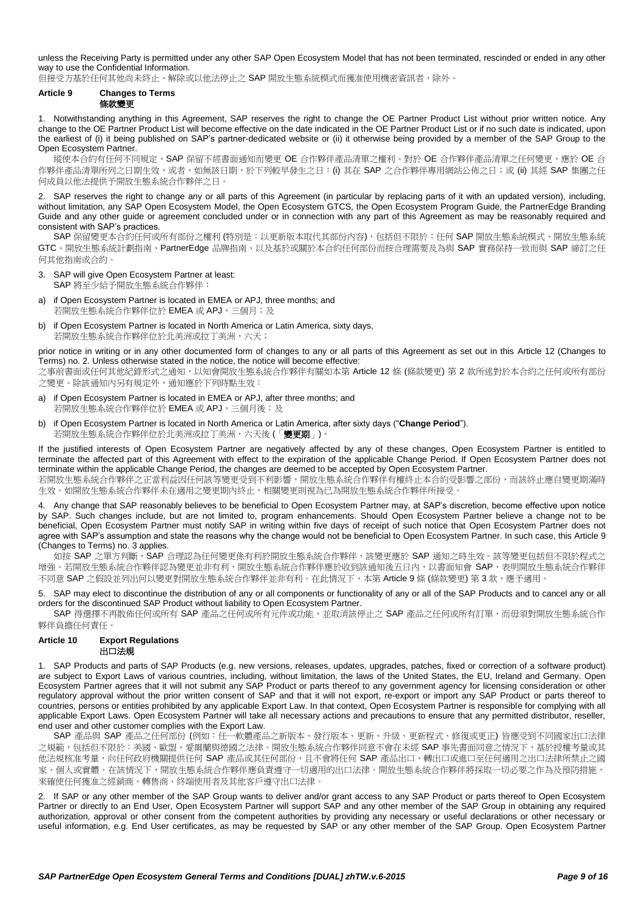unless the Receiving Party is permitted under any other SAP Open Ecosystem Model that has not been terminated, rescinded or ended in any other way to use the Confidential Information.
但接受方基於任何其他尚未終止、解除或以他法停止之 SAP 開放生態系統模式而獲准使用機密資訊者，除外。

**Article 9 Changes to Terms**
**條款變更**

1. Notwithstanding anything in this Agreement, SAP reserves the right to change the OE Partner Product List without prior written notice. Any change to the OE Partner Product List will become effective on the date indicated in the OE Partner Product List or if no such date is indicated, upon the earliest of (i) it being published on SAP's partner-dedicated website or (ii) it otherwise being provided by a member of the SAP Group to the Open Ecosystem Partner.
縱使本合約有任何不同規定，SAP 保留不經書面通知而變更 OE 合作夥伴產品清單之權利。對於 OE 合作夥伴產品清單之任何變更，應於 OE 合作夥伴產品清單所列之日期生效，或者，如無該日期，於下列較早發生之日：(i) 其在 SAP 之合作夥伴專用網站公佈之日；或 (ii) 其經 SAP 集團之任何成員以他法提供予開放生態系統合作夥伴之日。

2. SAP reserves the right to change any or all parts of this Agreement (in particular by replacing parts of it with an updated version), including, without limitation, any SAP Open Ecosystem Model, the Open Ecosystem GTCS, the Open Ecosystem Program Guide, the PartnerEdge Branding Guide and any other guide or agreement concluded under or in connection with any part of this Agreement as may be reasonably required and consistent with SAP's practices.
SAP 保留變更本合約任何或所有部分之權利 (特別是：以更新版本取代其部份內容)，包括但不限於：任何 SAP 開放生態系統模式、開放生態系統 GTC、開放生態系統計劃指南、PartnerEdge 品牌指南、以及基於或關於本合約任何部份而按合理需要及為與 SAP 實務保持一致而與 SAP 締訂之任何其他指南或合約。

3. SAP will give Open Ecosystem Partner at least:
SAP 將至少給予開放生態系統合作夥伴：

a) if Open Ecosystem Partner is located in EMEA or APJ, three months; and
若開放生態系統合作夥伴位於 EMEA 或 APJ，三個月；及

b) if Open Ecosystem Partner is located in North America or Latin America, sixty days,
若開放生態系統合作夥伴位於北美洲或拉丁美洲，六天；

prior notice in writing or in any other documented form of changes to any or all parts of this Agreement as set out in this Article 12 (Changes to Terms) no. 2. Unless otherwise stated in the notice, the notice will become effective:
之事前書面或任何其他記錄形式之通知，以知會開放生態系統合作夥伴有關如本第 Article 12 條 (條款變更) 第 2 款所述對於本合約之任何或所有部份之變更。除該通知內另有規定外，通知應於下列時點生效：

a) if Open Ecosystem Partner is located in EMEA or APJ, after three months; and
若開放生態系統合作夥伴位於 EMEA 或 APJ，三個月後；及

b) if Open Ecosystem Partner is located in North America or Latin America, after sixty days ("**Change Period**").
若開放生態系統合作夥伴位於北美洲或拉丁美洲，六天後 (「**變更期**」)。

If the justified interests of Open Ecosystem Partner are negatively affected by any of these changes, Open Ecosystem Partner is entitled to terminate the affected part of this Agreement with effect to the expiration of the applicable Change Period. If Open Ecosystem Partner does not terminate within the applicable Change Period, the changes are deemed to be accepted by Open Ecosystem Partner.
若開放生態系統合作夥伴之正當利益因任何該等變更受到不利影響，開放生態系統合作夥伴有權終止本合約受影響之部份，而該終止應自變更期滿時生效。如開放生態系統合作夥伴未在適用之變更期內終止，相關變更則視為已為開放生態系統合作夥伴所接受。

4. Any change that SAP reasonably believes to be beneficial to Open Ecosystem Partner may, at SAP's discretion, become effective upon notice by SAP. Such changes include, but are not limited to, program enhancements. Should Open Ecosystem Partner believe a change not to be beneficial, Open Ecosystem Partner must notify SAP in writing within five days of receipt of such notice that Open Ecosystem Partner does not agree with SAP's assumption and state the reasons why the change would not be beneficial to Open Ecosystem Partner. In such case, this Article 9 (Changes to Terms) no. 3 applies.
如按 SAP 之單方判斷，SAP 合理認為任何變更係有利於開放生態系統合作夥伴，該變更應於 SAP 通知之時生效。該等變更包括但不限於程式之增強。若開放生態系統合作夥伴認為變更並非有利，開放生態系統合作夥伴應於收到該通知後五日內，以書面知會 SAP，表明開放生態系統合作夥伴不同意 SAP 之假設並列出何以變更對開放生態系統合作夥伴並非有利。在此情況下，本第 Article 9 條 (條款變更) 第 3 款，應予適用。

5. SAP may elect to discontinue the distribution of any or all components or functionality of any or all of the SAP Products and to cancel any or all orders for the discontinued SAP Product without liability to Open Ecosystem Partner.
SAP 得選擇不再散佈任何或所有 SAP 產品之任何或所有元件或功能，並取消該停止之 SAP 產品之任何或所有訂單，而毋須對開放生態系統合作夥伴負擔任何責任。

**Article 10 Export Regulations**
**出口法規**

1. SAP Products and parts of SAP Products (e.g. new versions, releases, updates, upgrades, patches, fixed or correction of a software product) are subject to Export Laws of various countries, including, without limitation, the laws of the United States, the EU, Ireland and Germany. Open Ecosystem Partner agrees that it will not submit any SAP Product or parts thereof to any government agency for licensing consideration or other regulatory approval without the prior written consent of SAP and that it will not export, re-export or import any SAP Product or parts thereof to countries, persons or entities prohibited by any applicable Export Law. In that context, Open Ecosystem Partner is responsible for complying with all applicable Export Laws. Open Ecosystem Partner will take all necessary actions and precautions to ensure that any permitted distributor, reseller, end user and other customer complies with the Export Law.
SAP 產品與 SAP 產品之任何部份 (例如：任一軟體產品之新版本、發行版本、更新、升級、更新程式、修復或更正) 皆應受到不同國家出口法律之規範，包括但不限於：美國、歐盟、愛爾蘭與德國之法律。開放生態系統合作夥伴同意不會在未經 SAP 事先書面同意之情況下，基於授權考量或其他法規核准考量，向任何政府機關提供任何 SAP 產品或其任何部份，且不會將任何 SAP 產品出口、轉出口或進口至任何適用之出口法律所禁止之國家、個人或實體。在該情況下，開放生態系統合作夥伴應負責遵守一切適用的出口法律。開放生態系統合作夥伴將採取一切必要之作為及預防措施，來確使任何獲准之經銷商、轉售商、終端使用者及其他客戶遵守出口法律。

2. If SAP or any other member of the SAP Group wants to deliver and/or grant access to any SAP Product or parts thereof to Open Ecosystem Partner or directly to an End User, Open Ecosystem Partner will support SAP and any other member of the SAP Group in obtaining any required authorization, approval or other consent from the competent authorities by providing any necessary or useful declarations or other necessary or useful information, e.g. End User certificates, as may be requested by SAP or any other member of the SAP Group. Open Ecosystem Partner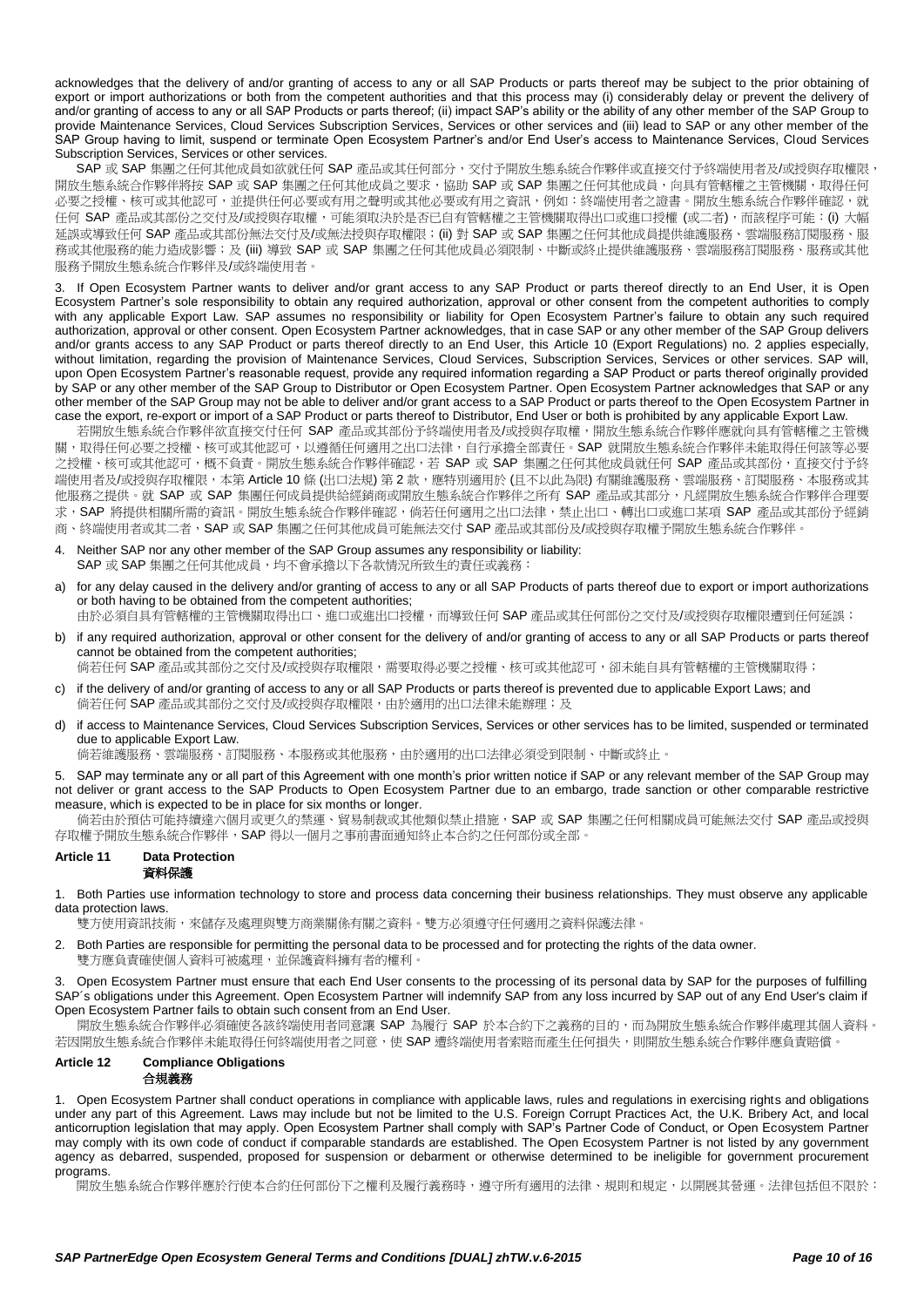acknowledges that the delivery of and/or granting of access to any or all SAP Products or parts thereof may be subject to the prior obtaining of export or import authorizations or both from the competent authorities and that this process may (i) considerably delay or prevent the delivery of and/or granting of access to any or all SAP Products or parts thereof; (ii) impact SAP's ability or the ability of any other member of the SAP Group to provide Maintenance Services, Cloud Services Subscription Services, Services or other services and (iii) lead to SAP or any other member of the SAP Group having to limit, suspend or terminate Open Ecosystem Partner's and/or End User's access to Maintenance Services, Cloud Services Subscription Services, Services or other services.

SAP 或 SAP 集團之任何其他成員如欲就任何 SAP 產品或其任何部分，交付予開放生態系統合作夥伴或直接交付予終端使用者及/或授與存取權限，開放生態系統合作夥伴將按 SAP 或 SAP 集團之任何其他成員之要求，協助 SAP 或 SAP 集團之任何其他成員，向具有管轄權之主管機關，取得任何必要之授權、核可或其他認可，並提供任何必要或有用之聲明或其他必要或有用之資訊，例如：終端使用者之證書。開放生態系統合作夥伴確認，就任何 SAP 產品或其部分之交付及/或授與存取權，可能須取決於是否已自有管轄權之主管機關取得出口或進口授權 (或二者)，而該程序可能：(i) 大幅延誤或導致任何 SAP 產品或其部分無法交付及/或無法授與存取權限；(ii) 對 SAP 或 SAP 集團之任何其他成員提供維護服務、雲端服務訂閱服務、服務或其他服務的能力造成影響；及 (iii) 導致 SAP 或 SAP 集團之任何其他成員必須限制、中斷或終止提供維護服務、雲端服務訂閱服務、服務或其他服務予開放生態系統合作夥伴及/或終端使用者。

3. If Open Ecosystem Partner wants to deliver and/or grant access to any SAP Product or parts thereof directly to an End User, it is Open Ecosystem Partner's sole responsibility to obtain any required authorization, approval or other consent from the competent authorities to comply with any applicable Export Law. SAP assumes no responsibility or liability for Open Ecosystem Partner's failure to obtain any such required authorization, approval or other consent. Open Ecosystem Partner acknowledges, that in case SAP or any other member of the SAP Group delivers and/or grants access to any SAP Product or parts thereof directly to an End User, this Article 10 (Export Regulations) no. 2 applies especially, without limitation, regarding the provision of Maintenance Services, Cloud Services, Subscription Services, Services or other services. SAP will, upon Open Ecosystem Partner's reasonable request, provide any required information regarding a SAP Product or parts thereof originally provided by SAP or any other member of the SAP Group to Distributor or Open Ecosystem Partner. Open Ecosystem Partner acknowledges that SAP or any other member of the SAP Group may not be able to deliver and/or grant access to a SAP Product or parts thereof to the Open Ecosystem Partner in case the export, re-export or import of a SAP Product or parts thereof to Distributor, End User or both is prohibited by any applicable Export Law.

若開放生態系統合作夥伴欲直接交付任何 SAP 產品或其部分予終端使用者及/或授與存取權，開放生態系統合作夥伴應就向具有管轄權之主管機關，取得任何必要之授權、核可或其他認可，以遵循任何適用之出口法律，自行承擔全部責任。SAP 就開放生態系統合作夥伴未能取得任何該等必要之授權、核可或其他認可，概不負責。開放生態系統合作夥伴確認，若 SAP 或 SAP 集團之任何其他成員就任何 SAP 產品或其部分，直接交付予終端使用者及/或授與存取權限，本第 Article 10 條 (出口法規) 第 2 款，應特別適用於 (且不以此為限) 有關維護服務、雲端服務、訂閱服務、本服務或其他服務之提供。就 SAP 或 SAP 集團任何成員提供給經銷商或開放生態系統合作夥伴之所有 SAP 產品或其部分，凡經開放生態系統合作夥伴合理要求，SAP 將提供相關所需的資訊。開放生態系統合作夥伴確認，倘若任何適用之出口法律，禁止出口、轉出口或進口某項 SAP 產品或其部分予經銷商、終端使用者或其二者，SAP 或 SAP 集團之任何其他成員可能無法交付 SAP 產品或其部分及/或授與存取權予開放生態系統合作夥伴。

4. Neither SAP nor any other member of the SAP Group assumes any responsibility or liability:
SAP 或 SAP 集團之任何其他成員，均不會承擔以下各款情況所致生的責任或義務：

a) for any delay caused in the delivery and/or granting of access to any or all SAP Products of parts thereof due to export or import authorizations or both having to be obtained from the competent authorities;
由於必須自具有管轄權的主管機關取得出口、進口或進出口授權，而導致任何 SAP 產品或其任何部分之交付及/或授與存取權限遭到任何延誤；

b) if any required authorization, approval or other consent for the delivery of and/or granting of access to any or all SAP Products or parts thereof cannot be obtained from the competent authorities;
倘若任何 SAP 產品或其部分之交付及/或授與存取權限，需要取得必要之授權、核可或其他認可，卻未能自具有管轄權的主管機關取得；

c) if the delivery of and/or granting of access to any or all SAP Products or parts thereof is prevented due to applicable Export Laws; and
倘若任何 SAP 產品或其部分之交付及/或授與存取權限，由於適用的出口法律未能辦理；及

d) if access to Maintenance Services, Cloud Services Subscription Services, Services or other services has to be limited, suspended or terminated due to applicable Export Law.
倘若維護服務、雲端服務、訂閱服務、本服務或其他服務，由於適用的出口法律必須受到限制、中斷或終止。

5. SAP may terminate any or all part of this Agreement with one month's prior written notice if SAP or any relevant member of the SAP Group may not deliver or grant access to the SAP Products to Open Ecosystem Partner due to an embargo, trade sanction or other comparable restrictive measure, which is expected to be in place for six months or longer.

倘若由於預估可能持續達六個月或更久的禁運、貿易制裁或其他類似禁止措施，SAP 或 SAP 集團之任何相關成員可能無法交付 SAP 產品或授與存取權予開放生態系統合作夥伴，SAP 得以一個月之事前書面通知終止本合約之任何部份或全部。

## Article 11 Data Protection
## 資料保護

1. Both Parties use information technology to store and process data concerning their business relationships. They must observe any applicable data protection laws.
雙方使用資訊技術，來儲存及處理與雙方商業關係有關之資料。雙方必須遵守任何適用之資料保護法律。

2. Both Parties are responsible for permitting the personal data to be processed and for protecting the rights of the data owner.
雙方應負責確使個人資料可被處理，並保護資料擁有者的權利。

3. Open Ecosystem Partner must ensure that each End User consents to the processing of its personal data by SAP for the purposes of fulfilling SAP´s obligations under this Agreement. Open Ecosystem Partner will indemnify SAP from any loss incurred by SAP out of any End User's claim if Open Ecosystem Partner fails to obtain such consent from an End User.

開放生態系統合作夥伴必須確使各該終端使用者同意讓 SAP 為履行 SAP 於本合約下之義務的目的，而為開放生態系統合作夥伴處理其個人資料。若因開放生態系統合作夥伴未能取得任何終端使用者之同意，使 SAP 遭終端使用者索賠而產生任何損失，則開放生態系統合作夥伴應負責賠償。

## Article 12 Compliance Obligations
## 合規義務

1. Open Ecosystem Partner shall conduct operations in compliance with applicable laws, rules and regulations in exercising rights and obligations under any part of this Agreement. Laws may include but not be limited to the U.S. Foreign Corrupt Practices Act, the U.K. Bribery Act, and local anticorruption legislation that may apply. Open Ecosystem Partner shall comply with SAP's Partner Code of Conduct, or Open Ecosystem Partner may comply with its own code of conduct if comparable standards are established. The Open Ecosystem Partner is not listed by any government agency as debarred, suspended, proposed for suspension or debarment or otherwise determined to be ineligible for government procurement programs.

開放生態系統合作夥伴應於行使本合約任何部份下之權利及履行義務時，遵守所有適用的法律、規則和規定，以開展其營運。法律包括但不限於：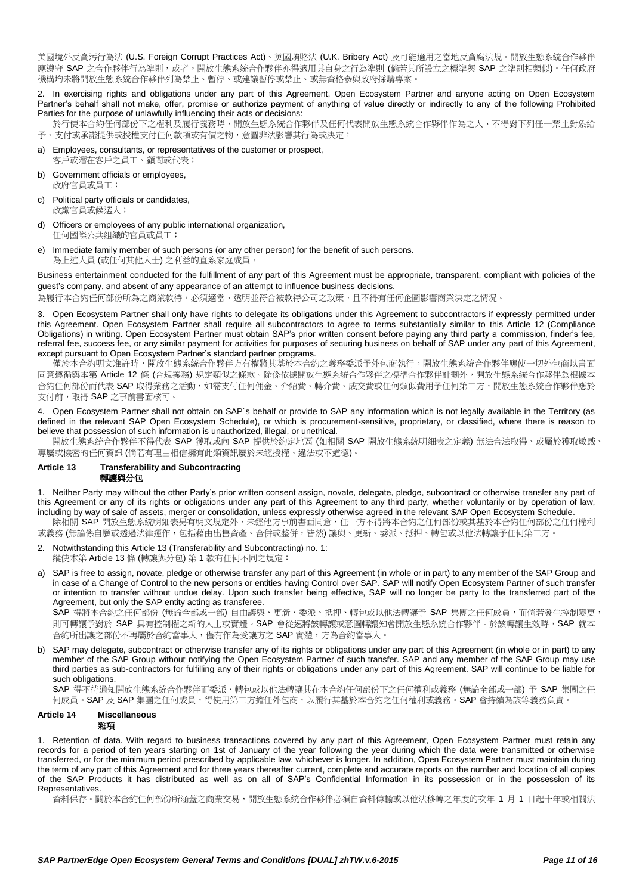美國境外反貪污行為法 (U.S. Foreign Corrupt Practices Act)、英國賄賂法 (U.K. Bribery Act) 及可能適用之當地反貪腐法規。開放生態系統合作夥伴應遵守 SAP 之合作夥伴行為準則，或者，開放生態系統合作夥伴亦得適用其自身之行為準則 (倘若其所設立之標準與 SAP 之準則相類似)。任何政府機構均未將開放生態系統合作夥伴列為禁止、暫停、或建議暫停或禁止、或無資格參與政府採購專案。

2. In exercising rights and obligations under any part of this Agreement, Open Ecosystem Partner and anyone acting on Open Ecosystem Partner's behalf shall not make, offer, promise or authorize payment of anything of value directly or indirectly to any of the following Prohibited Parties for the purpose of unlawfully influencing their acts or decisions:
於行使本合約任何部份下之權利及履行義務時，開放生態系統合作夥伴及任何代表開放生態系統合作夥伴作為之人、不得對下列任一禁止對象給予、支付或承諾提供或授權支付任何款項或有價之物，意圖非法影響其行為或決定：

a) Employees, consultants, or representatives of the customer or prospect,
客戶或潛在客戶之員工、顧問或代表；

b) Government officials or employees,
政府官員或員工；

c) Political party officials or candidates,
政黨官員或候選人；

d) Officers or employees of any public international organization,
任何國際公共組織的官員或員工；

e) Immediate family member of such persons (or any other person) for the benefit of such persons.
為上述人員 (或任何其他人士) 之利益的直系家庭成員。

Business entertainment conducted for the fulfillment of any part of this Agreement must be appropriate, transparent, compliant with policies of the guest's company, and absent of any appearance of an attempt to influence business decisions.
為履行本合約任何部份所為之商業款待，必須適當、透明並符合被款待公司之政策，且不得有任何企圖影響商業決定之情況。

3. Open Ecosystem Partner shall only have rights to delegate its obligations under this Agreement to subcontractors if expressly permitted under this Agreement. Open Ecosystem Partner shall require all subcontractors to agree to terms substantially similar to this Article 12 (Compliance Obligations) in writing. Open Ecosystem Partner must obtain SAP's prior written consent before paying any third party a commission, finder's fee, referral fee, success fee, or any similar payment for activities for purposes of securing business on behalf of SAP under any part of this Agreement, except pursuant to Open Ecosystem Partner's standard partner programs.
僅於本合約明文准許時，開放生態系統合作夥伴方有權將其基於本合約之義務委派予外包商執行。開放生態系統合作夥伴應使一切外包商以書面同意遵循與本第 Article 12 條 (合規義務) 規定類似之條款。除係依據開放生態系統合作夥伴之標準合作夥伴計劃外，開放生態系統合作夥伴為根據本合約任何部份而代表 SAP 取得業務之活動，如需支付任何佣金、介紹費、轉介費、成交費或任何類似費用予任何第三方，開放生態系統合作夥伴應於支付前，取得 SAP 之事前書面核可。

4. Open Ecosystem Partner shall not obtain on SAP´s behalf or provide to SAP any information which is not legally available in the Territory (as defined in the relevant SAP Open Ecosystem Schedule), or which is procurement-sensitive, proprietary, or classified, where there is reason to believe that possession of such information is unauthorized, illegal, or unethical.
開放生態系統合作夥伴不得代表 SAP 獲取或向 SAP 提供於約定地區 (如相關 SAP 開放生態系統明細表之定義) 無法合法取得、或屬於獲取敏感、專屬或機密的任何資訊 (倘若有理由相信擁有此類資訊屬於未經授權、違法或不道德)。

## Article 13 Transferability and Subcontracting
## 轉讓與分包

1. Neither Party may without the other Party's prior written consent assign, novate, delegate, pledge, subcontract or otherwise transfer any part of this Agreement or any of its rights or obligations under any part of this Agreement to any third party, whether voluntarily or by operation of law, including by way of sale of assets, merger or consolidation, unless expressly otherwise agreed in the relevant SAP Open Ecosystem Schedule.
除相關 SAP 開放生態系統明細表另有明文規定外，未經他方事前書面同意，任一方不得將本合約之任何部份或其基於本合約任何部份之任何權利或義務 (無論係自願或透過法律運作，包括藉由出售資產、合併或整併，皆然) 讓與、更新、委派、抵押、轉包或以他法轉讓予任何第三方。

2. Notwithstanding this Article 13 (Transferability and Subcontracting) no. 1:
縱使本第 Article 13 條 (轉讓與分包) 第 1 款有任何不同之規定：

a) SAP is free to assign, novate, pledge or otherwise transfer any part of this Agreement (in whole or in part) to any member of the SAP Group and in case of a Change of Control to the new persons or entities having Control over SAP. SAP will notify Open Ecosystem Partner of such transfer or intention to transfer without undue delay. Upon such transfer being effective, SAP will no longer be party to the transferred part of the Agreement, but only the SAP entity acting as transferee.
SAP 得將本合約之任何部份 (無論全部或一部) 自由讓與、更新、委派、抵押、轉包或以他法轉讓予 SAP 集團之任何成員，而倘若發生控制變更，則可轉讓予對於 SAP 具有控制權之新的人士或實體。SAP 會從速將該轉讓或意圖轉讓知會開放生態系統合作夥伴。於該轉讓生效時，SAP 就本合約所出讓之部份不再屬於合約當事人，僅有作為受讓方之 SAP 實體，方為合約當事人。

b) SAP may delegate, subcontract or otherwise transfer any of its rights or obligations under any part of this Agreement (in whole or in part) to any member of the SAP Group without notifying the Open Ecosystem Partner of such transfer. SAP and any member of the SAP Group may use third parties as sub-contractors for fulfilling any of their rights or obligations under any part of this Agreement. SAP will continue to be liable for such obligations.
SAP 得不待通知開放生態系統合作夥伴而委派、轉包或以他法轉讓其在本合約任何部份下之任何權利或義務 (無論全部或一部) 予 SAP 集團之任何成員。SAP 及 SAP 集團之任何成員，得使用第三方擔任外包商，以履行其基於本合約之任何權利或義務。SAP 會持續為該等義務負責。

## Article 14 Miscellaneous
## 雜項

1. Retention of data. With regard to business transactions covered by any part of this Agreement, Open Ecosystem Partner must retain any records for a period of ten years starting on 1st of January of the year following the year during which the data were transmitted or otherwise transferred, or for the minimum period prescribed by applicable law, whichever is longer. In addition, Open Ecosystem Partner must maintain during the term of any part of this Agreement and for three years thereafter current, complete and accurate reports on the number and location of all copies of the SAP Products it has distributed as well as on all of SAP's Confidential Information in its possession or in the possession of its Representatives.
資料保存。關於本合約任何部份所涵蓋之商業交易，開放生態系統合作夥伴必須自資料傳輸或以他法移轉之年度的次年 1 月 1 日起十年或相關法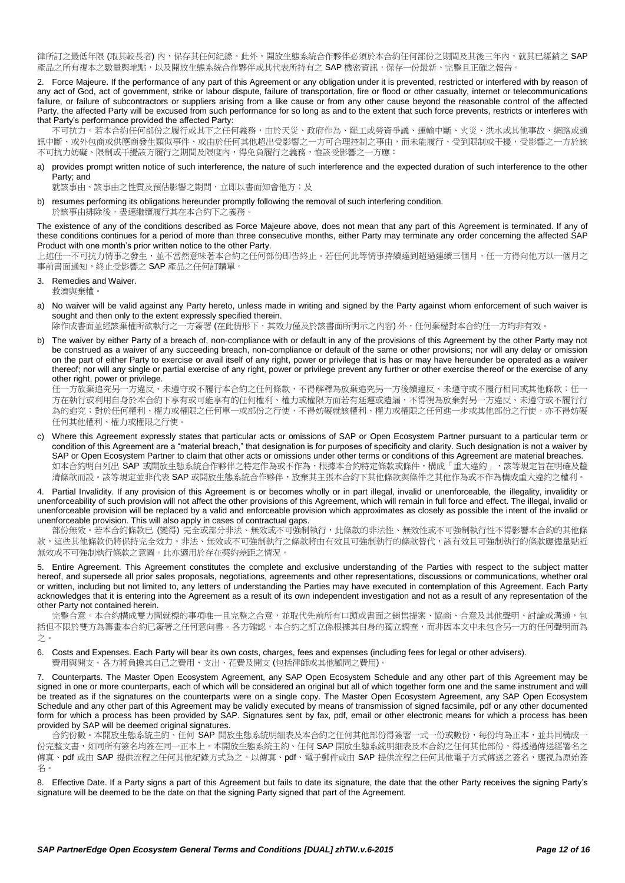律所訂之最低年限 (取其較長者) 內，保存其任何紀錄。此外，開放生態系統合作夥伴必須於本合約任何部份之期間及其後三年內，就其已經銷之 SAP 產品之所有複本之數量與地點，以及開放生態系統合作夥伴或其代表所持有之 SAP 機密資訊，保存一份最新、完整且正確之報告。

2. Force Majeure. If the performance of any part of this Agreement or any obligation under it is prevented, restricted or interfered with by reason of any act of God, act of government, strike or labour dispute, failure of transportation, fire or flood or other casualty, internet or telecommunications failure, or failure of subcontractors or suppliers arising from a like cause or from any other cause beyond the reasonable control of the affected Party, the affected Party will be excused from such performance for so long as and to the extent that such force prevents, restricts or interferes with that Party's performance provided the affected Party:
不可抗力。若本合約任何部份之履行或其下之任何義務，由於天災、政府作為、罷工或勞資爭議、運輸中斷、火災、洪水或其他事故、網路或通訊中斷、或外包商或供應商發生類似事件、或由於任何其他超出受影響之一方可合理控制之事由，而未能履行、受到限制或干擾，受影響之一方於該不可抗力妨礙、限制或干擾該方履行之期間及限度內，得免負履行之義務，惟該受影響之一方應：

a) provides prompt written notice of such interference, the nature of such interference and the expected duration of such interference to the other Party; and
就該事由、該事由之性質及預估影響之期間，立即以書面知會他方；及

b) resumes performing its obligations hereunder promptly following the removal of such interfering condition.
於該事由排除後，盡速繼續履行其在本合約下之義務。

The existence of any of the conditions described as Force Majeure above, does not mean that any part of this Agreement is terminated. If any of these conditions continues for a period of more than three consecutive months, either Party may terminate any order concerning the affected SAP Product with one month's prior written notice to the other Party.
上述任一不可抗力情事之發生，並不當然意味著本合約之任何部份即告終止。若任何此等情事持續達到超過連續三個月，任一方得向他方以一個月之事前書面通知，終止受影響之 SAP 產品之任何訂購單。

3. Remedies and Waiver.
救濟與棄權。

a) No waiver will be valid against any Party hereto, unless made in writing and signed by the Party against whom enforcement of such waiver is sought and then only to the extent expressly specified therein.
除作成書面並經該棄權所欲執行之一方簽署 (在此情形下，其效力僅及於該書面所明示之內容) 外，任何棄權對本合約任一方均非有效。

b) The waiver by either Party of a breach of, non-compliance with or default in any of the provisions of this Agreement by the other Party may not be construed as a waiver of any succeeding breach, non-compliance or default of the same or other provisions; nor will any delay or omission on the part of either Party to exercise or avail itself of any right, power or privilege that is has or may have hereunder be operated as a waiver thereof; nor will any single or partial exercise of any right, power or privilege prevent any further or other exercise thereof or the exercise of any other right, power or privilege.
任一方放棄追究另一方違反、未遵守或不履行本合約之任何條款，不得解釋為放棄追究另一方後續違反、未遵守或不履行相同或其他條款；任一方在執行或利用自身於本合約下享有或可能享有的任何權利、權力或權限方面若有延遲或遺漏，不得視為放棄對另一方違反、未遵守或不履行行為的追究；對於任何權利、權力或權限之任何單一或部分之行使，不得妨礙就該權利、權力或權限之任何進一步或其他部分之行使，亦不得妨礙任何其他權利、權力或權限之行使。

c) Where this Agreement expressly states that particular acts or omissions of SAP or Open Ecosystem Partner pursuant to a particular term or condition of this Agreement are a "material breach," that designation is for purposes of specificity and clarity. Such designation is not a waiver by SAP or Open Ecosystem Partner to claim that other acts or omissions under other terms or conditions of this Agreement are material breaches.
如本合約明白列出 SAP 或開放生態系統合作夥伴之特定作為或不作為，根據本合約特定條款或條件，構成「重大違約」，該等規定旨在明確及釐清條款而設。該等規定並非代表 SAP 或開放生態系統合作夥伴，放棄其主張本合約下其他條款與條件之其他作為或不作為構成重大違約之權利。

4. Partial Invalidity. If any provision of this Agreement is or becomes wholly or in part illegal, invalid or unenforceable, the illegality, invalidity or unenforceability of such provision will not affect the other provisions of this Agreement, which will remain in full force and effect. The illegal, invalid or unenforceable provision will be replaced by a valid and enforceable provision which approximates as closely as possible the intent of the invalid or unenforceable provision. This will also apply in cases of contractual gaps.
部份無效。若本合約條款已 (變得) 完全或部分非法、無效或不可強制執行，此條款的非法性、無效性或不可強制執行性不得影響本合約的其他條款，這些其他條款仍將保持完全效力。非法、無效或不可強制執行之條款將由有效且可強制執行的條款替代，該有效且可強制執行的條款應儘量貼近無效或不可強制執行條款之意圖。此亦適用於存在契約差距之情況。

5. Entire Agreement. This Agreement constitutes the complete and exclusive understanding of the Parties with respect to the subject matter hereof, and supersede all prior sales proposals, negotiations, agreements and other representations, discussions or communications, whether oral or written, including but not limited to, any letters of understanding the Parties may have executed in contemplation of this Agreement. Each Party acknowledges that it is entering into the Agreement as a result of its own independent investigation and not as a result of any representation of the other Party not contained herein.
完整合意。本合約構成雙方間就標的事項唯一且完整之合意，並取代先前所有口頭或書面之銷售提案、協商、合意及其他聲明、討論或溝通，包括但不限於雙方為籌畫本合約已簽署之任何意向書。各方確認，本合約之訂立係根據其自身的獨立調查，而非因本文中未包含另一方的任何聲明而為之。

6. Costs and Expenses. Each Party will bear its own costs, charges, fees and expenses (including fees for legal or other advisers).
費用與開支。各方將負擔其自己之費用、支出、花費及開支 (包括律師或其他顧問之費用)。

7. Counterparts. The Master Open Ecosystem Agreement, any SAP Open Ecosystem Schedule and any other part of this Agreement may be signed in one or more counterparts, each of which will be considered an original but all of which together form one and the same instrument and will be treated as if the signatures on the counterparts were on a single copy. The Master Open Ecosystem Agreement, any SAP Open Ecosystem Schedule and any other part of this Agreement may be validly executed by means of transmission of signed facsimile, pdf or any other documented form for which a process has been provided by SAP. Signatures sent by fax, pdf, email or other electronic means for which a process has been provided by SAP will be deemed original signatures.
合約份數。本開放生態系統主約、任何 SAP 開放生態系統明細表及本合約之任何其他部份得簽署一式一份或數份，每份均為正本，並共同構成一份完整文書，如同所有簽名均簽在同一正本上。本開放生態系統主約、任何 SAP 開放生態系統明細表及本合約之任何其他部份，得透過傳送經簽署之傳真、pdf 或由 SAP 提供流程之任何其他紀錄方式為之。以傳真、pdf、電子郵件或由 SAP 提供流程之任何其他電子方式傳送之簽名，應視為原始簽名。

8. Effective Date. If a Party signs a part of this Agreement but fails to date its signature, the date that the other Party receives the signing Party's signature will be deemed to be the date on that the signing Party signed that part of the Agreement.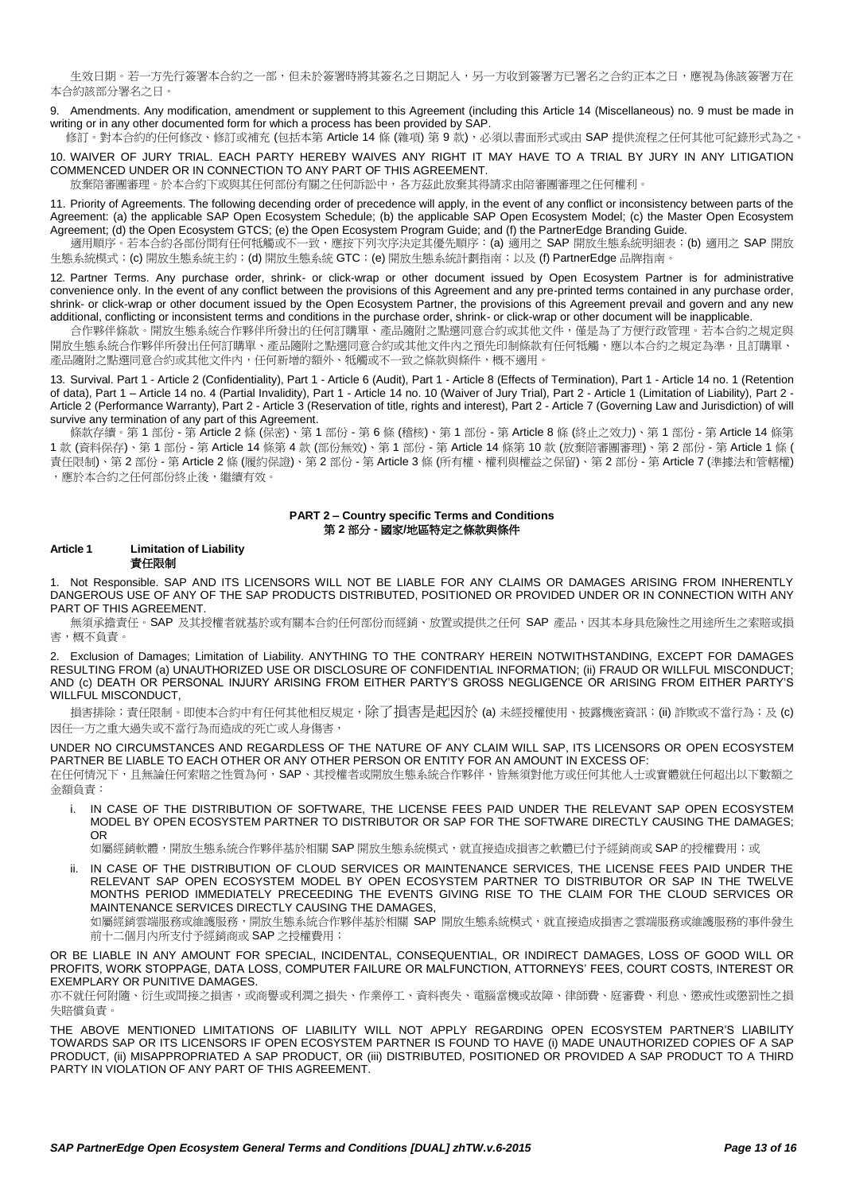生效日期。若一方先行簽署本合約之一部，但未於簽署時將其簽名之日期記入，另一方收到簽署方已署名之合約正本之日，應視為係該簽署方在本合約該部分署名之日。

9. Amendments. Any modification, amendment or supplement to this Agreement (including this Article 14 (Miscellaneous) no. 9 must be made in writing or in any other documented form for which a process has been provided by SAP.

修訂。對本合約的任何修改、修訂或補充 (包括本第 Article 14 條 (雜項) 第 9 款)，必須以書面形式或由 SAP 提供流程之任何其他可紀錄形式為之。

10. WAIVER OF JURY TRIAL. EACH PARTY HEREBY WAIVES ANY RIGHT IT MAY HAVE TO A TRIAL BY JURY IN ANY LITIGATION COMMENCED UNDER OR IN CONNECTION TO ANY PART OF THIS AGREEMENT.

放棄陪審團審理。於本合約下或與其任何部份有關之任何訴訟中，各方茲此放棄其得請求由陪審團審理之任何權利。

11. Priority of Agreements. The following decending order of precedence will apply, in the event of any conflict or inconsistency between parts of the Agreement: (a) the applicable SAP Open Ecosystem Schedule; (b) the applicable SAP Open Ecosystem Model; (c) the Master Open Ecosystem Agreement; (d) the Open Ecosystem GTCS; (e) the Open Ecosystem Program Guide; and (f) the PartnerEdge Branding Guide.

適用順序。若本合約各部份間有任何牴觸或不一致，應按下列次序決定其優先順序：(a) 適用之 SAP 開放生態系統明細表；(b) 適用之 SAP 開放生態系統模式；(c) 開放生態系統主約；(d) 開放生態系統 GTC；(e) 開放生態系統計劃指南；以及 (f) PartnerEdge 品牌指南。

12. Partner Terms. Any purchase order, shrink- or click-wrap or other document issued by Open Ecosystem Partner is for administrative convenience only. In the event of any conflict between the provisions of this Agreement and any pre-printed terms contained in any purchase order, shrink- or click-wrap or other document issued by the Open Ecosystem Partner, the provisions of this Agreement prevail and govern and any new additional, conflicting or inconsistent terms and conditions in the purchase order, shrink- or click-wrap or other document will be inapplicable.

合作夥伴條款。開放生態系統合作夥伴所發出的任何訂購單、產品隨附之點選同意合約或其他文件，僅是為了方便行政管理。若本合約之規定與開放生態系統合作夥伴所發出任何訂購單、產品隨附之點選同意合約或其他文件內之預先印製條款有任何牴觸，應以本合約之規定為準，且訂購單、產品隨附之點選同意合約或其他文件內，任何新增的額外、牴觸或不一致之條款與條件，概不適用。

13. Survival. Part 1 - Article 2 (Confidentiality), Part 1 - Article 6 (Audit), Part 1 - Article 8 (Effects of Termination), Part 1 - Article 14 no. 1 (Retention of data), Part 1 – Article 14 no. 4 (Partial Invalidity), Part 1 - Article 14 no. 10 (Waiver of Jury Trial), Part 2 - Article 1 (Limitation of Liability), Part 2 - Article 2 (Performance Warranty), Part 2 - Article 3 (Reservation of title, rights and interest), Part 2 - Article 7 (Governing Law and Jurisdiction) of will survive any termination of any part of this Agreement.

條款存續。第 1 部份 - 第 Article 2 條 (保密)、第 1 部份 - 第 6 條 (稽核)、第 1 部份 - 第 Article 8 條 (終止之效力)、第 1 部份 - 第 Article 14 條第 1 款 (資料保存)、第 1 部份 - 第 Article 14 條第 4 款 (部份無效)、第 1 部份 - 第 Article 14 條第 10 款 (放棄陪審團審理)、第 2 部份 - 第 Article 1 條 (責任限制)、第 2 部份 - 第 Article 2 條 (履約保證)、第 2 部份 - 第 Article 3 條 (所有權、權利與權益之保留)、第 2 部份 - 第 Article 7 (準據法和管轄權)，應於本合約之任何部份終止後，繼續有效。

## PART 2 – Country specific Terms and Conditions
## 第 2 部份 - 國家/地區特定之條款與條件

### Article 1 Limitation of Liability
### 責任限制

1. Not Responsible. SAP AND ITS LICENSORS WILL NOT BE LIABLE FOR ANY CLAIMS OR DAMAGES ARISING FROM INHERENTLY DANGEROUS USE OF ANY OF THE SAP PRODUCTS DISTRIBUTED, POSITIONED OR PROVIDED UNDER OR IN CONNECTION WITH ANY PART OF THIS AGREEMENT.

無須承擔責任。SAP 及其授權者就基於或有關本合約任何部份而經銷、放置或提供之任何 SAP 產品，因其本身具危險性之用途所生之索賠或損害，概不負責。

2. Exclusion of Damages; Limitation of Liability. ANYTHING TO THE CONTRARY HEREIN NOTWITHSTANDING, EXCEPT FOR DAMAGES RESULTING FROM (a) UNAUTHORIZED USE OR DISCLOSURE OF CONFIDENTIAL INFORMATION; (ii) FRAUD OR WILLFUL MISCONDUCT; AND (c) DEATH OR PERSONAL INJURY ARISING FROM EITHER PARTY'S GROSS NEGLIGENCE OR ARISING FROM EITHER PARTY'S WILLFUL MISCONDUCT,

損害排除；責任限制。即使本合約中有任何其他相反規定，除了損害是起因於 (a) 未經授權使用、披露機密資訊；(ii) 詐欺或不當行為；及 (c) 因任一方之重大過失或不當行為而造成的死亡或人身傷害，

UNDER NO CIRCUMSTANCES AND REGARDLESS OF THE NATURE OF ANY CLAIM WILL SAP, ITS LICENSORS OR OPEN ECOSYSTEM PARTNER BE LIABLE TO EACH OTHER OR ANY OTHER PERSON OR ENTITY FOR AN AMOUNT IN EXCESS OF:

在任何情況下，且無論任何索賠之性質為何，SAP、其授權者或開放生態系統合作夥伴，皆無須對他方或任何其他人士或實體就任何超出以下數額之金額負責：

i. IN CASE OF THE DISTRIBUTION OF SOFTWARE, THE LICENSE FEES PAID UNDER THE RELEVANT SAP OPEN ECOSYSTEM MODEL BY OPEN ECOSYSTEM PARTNER TO DISTRIBUTOR OR SAP FOR THE SOFTWARE DIRECTLY CAUSING THE DAMAGES; OR

   如屬經銷軟體，開放生態系統合作夥伴基於相關 SAP 開放生態系統模式，就直接造成損害之軟體已付予經銷商或 SAP 的授權費用；或

ii. IN CASE OF THE DISTRIBUTION OF CLOUD SERVICES OR MAINTENANCE SERVICES, THE LICENSE FEES PAID UNDER THE RELEVANT SAP OPEN ECOSYSTEM MODEL BY OPEN ECOSYSTEM PARTNER TO DISTRIBUTOR OR SAP IN THE TWELVE MONTHS PERIOD IMMEDIATELY PREECEEDING THE EVENTS GIVING RISE TO THE CLAIM FOR THE CLOUD SERVICES OR MAINTENANCE SERVICES DIRECTLY CAUSING THE DAMAGES,

   如屬經銷雲端服務或維護服務，開放生態系統合作夥伴基於相關 SAP 開放生態系統模式，就直接造成損害之雲端服務或維護服務的事件發生前十二個月內所支付予經銷商或 SAP 之授權費用；

OR BE LIABLE IN ANY AMOUNT FOR SPECIAL, INCIDENTAL, CONSEQUENTIAL, OR INDIRECT DAMAGES, LOSS OF GOOD WILL OR PROFITS, WORK STOPPAGE, DATA LOSS, COMPUTER FAILURE OR MALFUNCTION, ATTORNEYS' FEES, COURT COSTS, INTEREST OR EXEMPLARY OR PUNITIVE DAMAGES.

亦不就任何附隨、衍生或間接之損害，或商譽或利潤之損失、作業停工、資料喪失、電腦當機或故障、律師費、庭審費、利息、懲戒性或懲罰性之損失賠償負責。

THE ABOVE MENTIONED LIMITATIONS OF LIABILITY WILL NOT APPLY REGARDING OPEN ECOSYSTEM PARTNER'S LIABILITY TOWARDS SAP OR ITS LICENSORS IF OPEN ECOSYSTEM PARTNER IS FOUND TO HAVE (i) MADE UNAUTHORIZED COPIES OF A SAP PRODUCT, (ii) MISAPPROPRIATED A SAP PRODUCT, OR (iii) DISTRIBUTED, POSITIONED OR PROVIDED A SAP PRODUCT TO A THIRD PARTY IN VIOLATION OF ANY PART OF THIS AGREEMENT.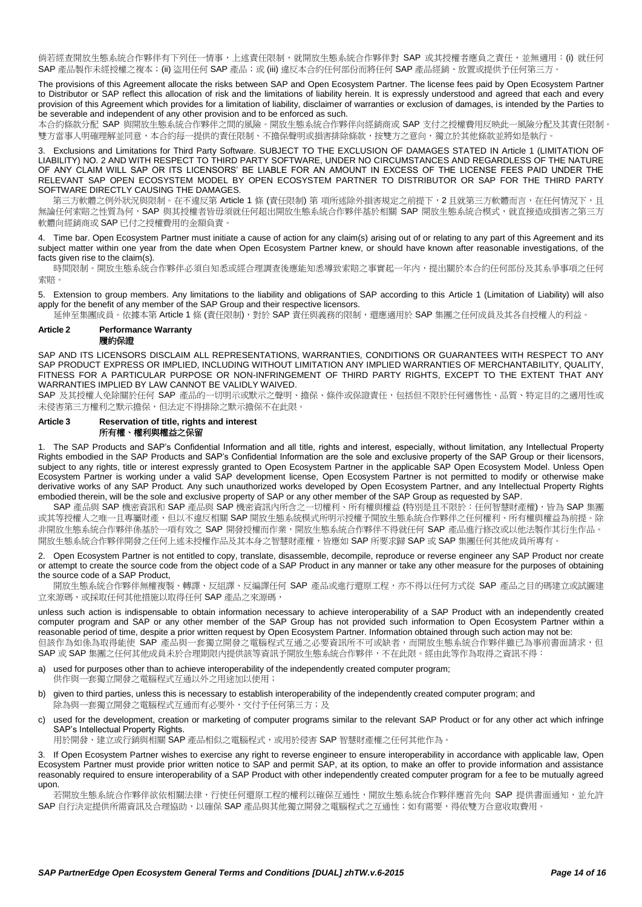倘若經查開放生態系統合作夥伴有下列任一情事，上述責任限制，就開放生態系統合作夥伴對 SAP 或其授權者應負之責任，並無適用：(i) 就任何 SAP 產品製作未經授權之複本；(ii) 盜用任何 SAP 產品；或 (iii) 違反本合約任何部份而將任何 SAP 產品經銷、放置或提供予任何第三方。

The provisions of this Agreement allocate the risks between SAP and Open Ecosystem Partner. The license fees paid by Open Ecosystem Partner to Distributor or SAP reflect this allocation of risk and the limitations of liability herein. It is expressly understood and agreed that each and every provision of this Agreement which provides for a limitation of liability, disclaimer of warranties or exclusion of damages, is intended by the Parties to be severable and independent of any other provision and to be enforced as such.
本合約條款分配 SAP 與開放生態系統合作夥伴之間的風險。開放生態系統合作夥伴向經銷商或 SAP 支付之授權費用反映此一風險分配及其責任限制。雙方當事人明確理解並同意，本合約每一提供的責任限制、不擔保聲明或損害排除條款，按雙方之意向，獨立於其他條款並將如是執行。

3. Exclusions and Limitations for Third Party Software. SUBJECT TO THE EXCLUSION OF DAMAGES STATED IN Article 1 (LIMITATION OF LIABILITY) NO. 2 AND WITH RESPECT TO THIRD PARTY SOFTWARE, UNDER NO CIRCUMSTANCES AND REGARDLESS OF THE NATURE OF ANY CLAIM WILL SAP OR ITS LICENSORS' BE LIABLE FOR AN AMOUNT IN EXCESS OF THE LICENSE FEES PAID UNDER THE RELEVANT SAP OPEN ECOSYSTEM MODEL BY OPEN ECOSYSTEM PARTNER TO DISTRIBUTOR OR SAP FOR THE THIRD PARTY SOFTWARE DIRECTLY CAUSING THE DAMAGES.
第三方軟體之例外狀況與限制。在不違反第 Article 1 條 (責任限制) 第 項所述除外損害規定之前提下，2 且就第三方軟體而言，在任何情況下，且無論任何索賠之性質為何，SAP 與其授權者皆毋須就任何超出開放生態系統合作夥伴基於相關 SAP 開放生態系統合作模式，就直接造成損害之第三方軟體向經銷商或 SAP 已付之授權費用的金額負責。

4. Time bar. Open Ecosystem Partner must initiate a cause of action for any claim(s) arising out of or relating to any part of this Agreement and its subject matter within one year from the date when Open Ecosystem Partner knew, or should have known after reasonable investigations, of the facts given rise to the claim(s).
時間限制。開放生態系統合作夥伴必須自知悉或經合理調查後應能知悉導致索賠之事實起一年內，提出關於本合約任何部份及其系爭事項之任何索賠。

5. Extension to group members. Any limitations to the liability and obligations of SAP according to this Article 1 (Limitation of Liability) will also apply for the benefit of any member of the SAP Group and their respective licensors.
延伸至集團成員。依據本第 Article 1 條 (責任限制)，對於 SAP 責任與義務的限制，還應適用於 SAP 集團之任何成員及其各自授權人的利益。

## Article 2 Performance Warranty
## 履約保證

SAP AND ITS LICENSORS DISCLAIM ALL REPRESENTATIONS, WARRANTIES, CONDITIONS OR GUARANTEES WITH RESPECT TO ANY SAP PRODUCT EXPRESS OR IMPLIED, INCLUDING WITHOUT LIMITATION ANY IMPLIED WARRANTIES OF MERCHANTABILITY, QUALITY, FITNESS FOR A PARTICULAR PURPOSE OR NON-INFRINGEMENT OF THIRD PARTY RIGHTS, EXCEPT TO THE EXTENT THAT ANY WARRANTIES IMPLIED BY LAW CANNOT BE VALIDLY WAIVED.
SAP 及其授權人免除關於任何 SAP 產品的一切明示或默示之聲明、擔保、條件或保證責任，包括但不限於任何適售性、品質、特定目的之適用性或未侵害第三方權利之默示擔保，但法定不得排除之默示擔保不在此限。

## Article 3 Reservation of title, rights and interest
## 所有權、權利與權益之保留

1. The SAP Products and SAP's Confidential Information and all title, rights and interest, especially, without limitation, any Intellectual Property Rights embodied in the SAP Products and SAP's Confidential Information are the sole and exclusive property of the SAP Group or their licensors, subject to any rights, title or interest expressly granted to Open Ecosystem Partner in the applicable SAP Open Ecosystem Model. Unless Open Ecosystem Partner is working under a valid SAP development license, Open Ecosystem Partner is not permitted to modify or otherwise make derivative works of any SAP Product. Any such unauthorized works developed by Open Ecosystem Partner, and any Intellectual Property Rights embodied therein, will be the sole and exclusive property of SAP or any other member of the SAP Group as requested by SAP.
SAP 產品與 SAP 機密資訊和 SAP 產品與 SAP 機密資訊內所含之一切權利、所有權與權益 (特別是且不限於：任何智慧財產權)，皆為 SAP 集團或其等授權人之唯一且專屬財產，但以不違反相關 SAP 開放生態系統模式所明示授權予開放生態系統合作夥伴之任何權利、所有權與權益為前提。除非開放生態系統合作夥伴係基於一項有效之 SAP 開發授權而作業，開放生態系統合作夥伴不得就任何 SAP 產品進行修改或以他法製作其衍生作品。開放生態系統合作夥伴開發之任何上述未授權作品及其本身之智慧財產權，皆應如 SAP 所要求歸 SAP 或 SAP 集團任何其他成員所專有。

2. Open Ecosystem Partner is not entitled to copy, translate, disassemble, decompile, reproduce or reverse engineer any SAP Product nor create or attempt to create the source code from the object code of a SAP Product in any manner or take any other measure for the purposes of obtaining the source code of a SAP Product,
開放生態系統合作夥伴無權複製、轉譯、反組譯、反編譯任何 SAP 產品或進行還原工程，亦不得以任何方式從 SAP 產品之目的碼建立或試圖建立來源碼，或採取任何其他措施以取得任何 SAP 產品之來源碼，

unless such action is indispensable to obtain information necessary to achieve interoperability of a SAP Product with an independently created computer program and SAP or any other member of the SAP Group has not provided such information to Open Ecosystem Partner within a reasonable period of time, despite a prior written request by Open Ecosystem Partner. Information obtained through such action may not be:
但該作為如係為取得能使 SAP 產品與一套獨立開發之電腦程式互通之必要資訊所不可或缺者，而開放生態系統合作夥伴雖已為事前書面請求，但 SAP 或 SAP 集團之任何其他成員未於合理期限內提供該等資訊予開放生態系統合作夥伴，不在此限。經由此等作為取得之資訊不得：

a) used for purposes other than to achieve interoperability of the independently created computer program;
供作與一套獨立開發之電腦程式互通以外之用途加以使用；

b) given to third parties, unless this is necessary to establish interoperability of the independently created computer program; and
除為與一套獨立開發之電腦程式互通而有必要外，交付予任何第三方；及

c) used for the development, creation or marketing of computer programs similar to the relevant SAP Product or for any other act which infringe SAP's Intellectual Property Rights.
用於開發、建立或行銷與相關 SAP 產品相似之電腦程式，或用於侵害 SAP 智慧財產權之任何其他作為。

3. If Open Ecosystem Partner wishes to exercise any right to reverse engineer to ensure interoperability in accordance with applicable law, Open Ecosystem Partner must provide prior written notice to SAP and permit SAP, at its option, to make an offer to provide information and assistance reasonably required to ensure interoperability of a SAP Product with other independently created computer program for a fee to be mutually agreed upon.
若開放生態系統合作夥伴欲依相關法律，行使任何還原工程的權利以確保互通性，開放生態系統合作夥伴應首先向 SAP 提供書面通知，並允許 SAP 自行決定提供所需資訊及合理協助，以確保 SAP 產品與其他獨立開發之電腦程式之互通性；如有需要，得依雙方合意收取費用。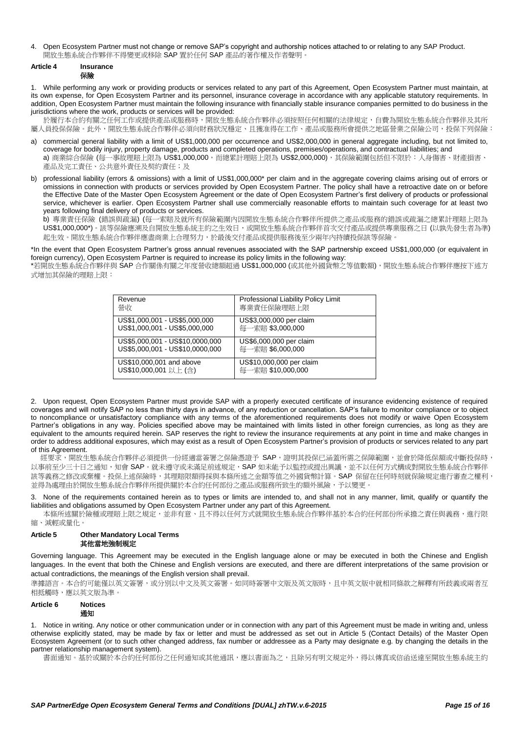4. Open Ecosystem Partner must not change or remove SAP's copyright and authorship notices attached to or relating to any SAP Product.
開放生態系統合作夥伴不得變更或移除 SAP 置於任何 SAP 產品的著作權及作者聲明。

### Article 4 Insurance
### 保險

1. While performing any work or providing products or services related to any part of this Agreement, Open Ecosystem Partner must maintain, at its own expense, for Open Ecosystem Partner and its personnel, insurance coverage in accordance with any applicable statutory requirements. In addition, Open Ecosystem Partner must maintain the following insurance with financially stable insurance companies permitted to do business in the jurisdictions where the work, products or services will be provided:
於履行本合約有關之任何工作或提供產品或服務時，開放生態系統合作夥伴必須按照任何相關的法律規定，自費為開放生態系統合作夥伴及其所屬人員投保保險。此外，開放生態系統合作夥伴必須向財務狀況穩定、且獲准得在工作、產品或服務所會提供之地區營業之保險公司，投保下列保險：

a) commercial general liability with a limit of US$1,000,000 per occurrence and US$2,000,000 in general aggregate including, but not limited to, coverage for bodily injury, property damage, products and completed operations, premises/operations, and contractual liabilities; and
a) 商業綜合保險 (每一事故理賠上限為 US$1,000,000，而總累計理賠上限為 US$2,000,000)，其保險範圍包括但不限於：人身傷害、財產損害、產品及完工責任、公共意外責任及契約責任；及

b) professional liability (errors & omissions) with a limit of US$1,000,000* per claim and in the aggregate covering claims arising out of errors or omissions in connection with products or services provided by Open Ecosystem Partner. The policy shall have a retroactive date on or before the Effective Date of the Master Open Ecosystem Agreement or the date of Open Ecosystem Partner's first delivery of products or professional service, whichever is earlier. Open Ecosystem Partner shall use commercially reasonable efforts to maintain such coverage for at least two years following final delivery of products or services.
b) 專業責任保險 (錯誤與疏漏) (每一索賠及就所有保險範圍內因開放生態系統合作夥伴所提供之產品或服務的錯誤或疏漏之總累計理賠上限為 US$1,000,000*)。該等保險應溯及自開放生態系統主約之生效日，或開放生態系統合作夥伴首次交付產品或提供專業服務之日 (以孰先發生者為準) 起生效。開放生態系統合作夥伴應盡商業上合理努力，於最後交付產品或提供服務後至少兩年內持續投保該等保險。

*In the event that Open Ecosystem Partner's gross annual revenues associated with the SAP partnership exceed US$1,000,000 (or equivalent in foreign currency), Open Ecosystem Partner is required to increase its policy limits in the following way:
*若開放生態系統合作夥伴與 SAP 合作關係有關之年度營收總額超過 US$1,000,000 (或其他外國貨幣之等值數額)，開放生態系統合作夥伴應按下述方式增加其保險的理賠上限：

| Revenue<br>營收 | Professional Liability Policy Limit<br>專業責任保險理賠上限 |
|---|---|
| US$1,000,001 - US$5,000,000<br>US$1,000,001 - US$5,000,000 | US$3,000,000 per claim<br>每一索賠 $3,000,000 |
| US$5,000,001 - US$10,0000,000<br>US$5,000,001 - US$10,0000,000 | US$6,000,000 per claim<br>每一索賠 $6,000,000 |
| US$10,000,001 and above<br>US$10,000,001 以上 (含) | US$10,000,000 per claim<br>每一索賠 $10,000,000 |

2. Upon request, Open Ecosystem Partner must provide SAP with a properly executed certificate of insurance evidencing existence of required coverages and will notify SAP no less than thirty days in advance, of any reduction or cancellation. SAP's failure to monitor compliance or to object to noncompliance or unsatisfactory compliance with any terms of the aforementioned requirements does not modify or waive Open Ecosystem Partner's obligations in any way. Policies specified above may be maintained with limits listed in other foreign currencies, as long as they are equivalent to the amounts required herein. SAP reserves the right to review the insurance requirements at any point in time and make changes in order to address additional exposures, which may exist as a result of Open Ecosystem Partner's provision of products or services related to any part of this Agreement.
經要求，開放生態系統合作夥伴必須提供一份經適當簽署之保險憑證予 SAP，證明其投保已涵蓋所需之保障範圍，並會於降低保額或中斷投保時，以事前至少三十日之通知，知會 SAP。就未遵守或未滿足前述規定，SAP 如未能予以監控或提出異議，並不以任何方式構成對開放生態系統合作夥伴該等義務之修改或棄權。投保上述保險時，其理賠限額得採與本條所述之金額等值之外國貨幣計算。SAP 保留在任何時刻就保險規定進行審查之權利，並得為處理由於開放生態系統合作夥伴所提供關於本合約任何部份之產品或服務所致生的額外風險，予以變更。

3. None of the requirements contained herein as to types or limits are intended to, and shall not in any manner, limit, qualify or quantify the liabilities and obligations assumed by Open Ecosystem Partner under any part of this Agreement.
本條所述關於險種或理賠上限之規定，並非有意、且不得以任何方式就開放生態系統合作夥伴基於本合約任何部份所承擔之責任與義務，進行限縮、減輕或量化。

### Article 5 Other Mandatory Local Terms
### 其他當地強制規定

Governing language. This Agreement may be executed in the English language alone or may be executed in both the Chinese and English languages. In the event that both the Chinese and English versions are executed, and there are different interpretations of the same provision or actual contradictions, the meanings of the English version shall prevail.
準據語言。本合約可能僅以英文簽署，或分別以中文及英文簽署。如同時簽署中文版及英文版時，且中英文版中就相同條款之解釋有所歧義或兩者互相抵觸時，應以英文版為準。

### Article 6 Notices
### 通知

1. Notice in writing. Any notice or other communication under or in connection with any part of this Agreement must be made in writing and, unless otherwise explicitly stated, may be made by fax or letter and must be addressed as set out in Article 5 (Contact Details) of the Master Open Ecosystem Agreement (or to such other changed address, fax number or addressee as a Party may designate e.g. by changing the details in the partner relationship management system).
書面通知。基於或關於本合約任何部份之任何通知或其他通訊，應以書面為之，且除另有明文規定外，得以傳真或信函送達至開放生態系統主約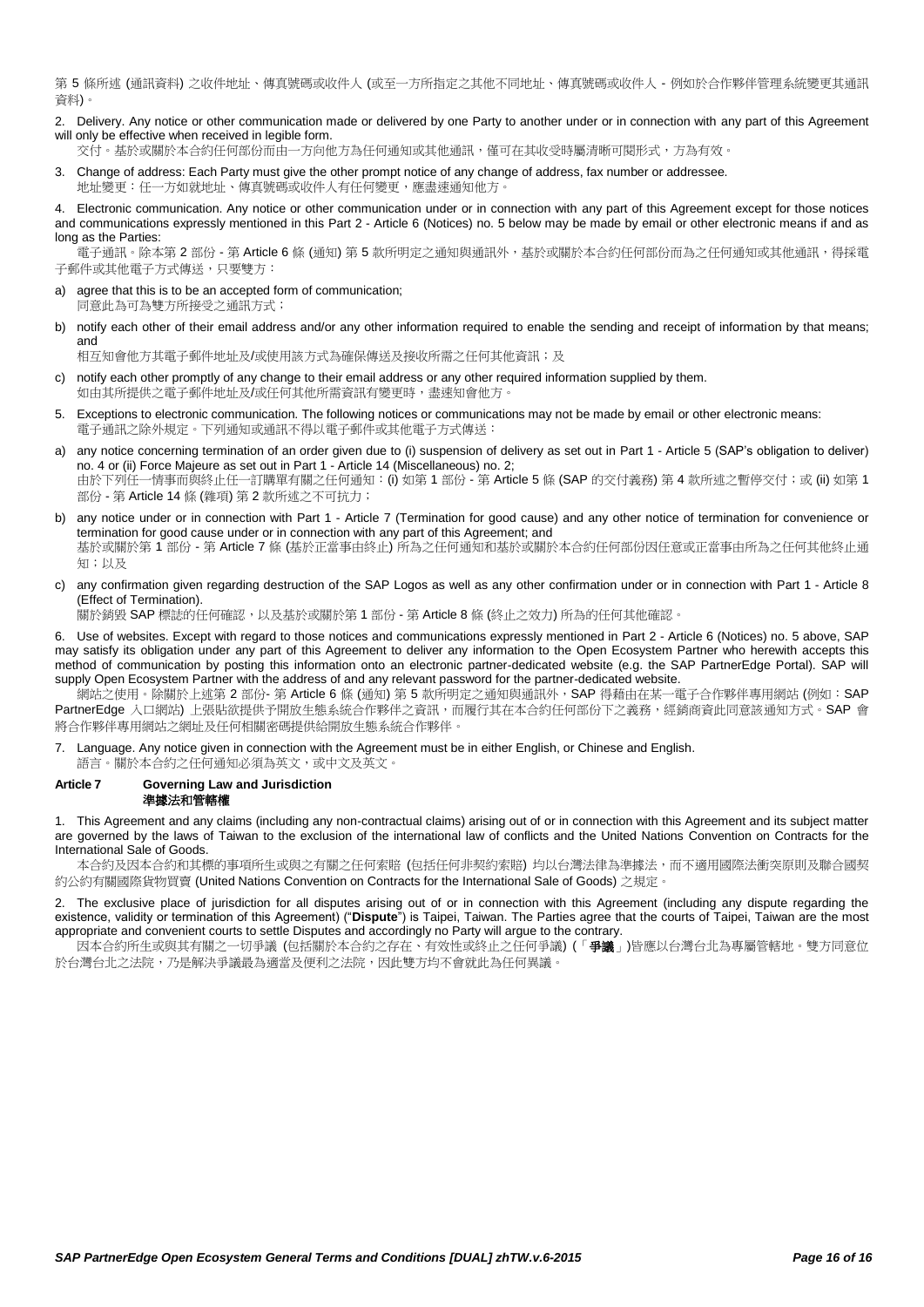第 5 條所述 (通訊資料) 之收件地址、傳真號碼或收件人 (或至一方所指定之其他不同地址、傳真號碼或收件人 - 例如於合作夥伴管理系統變更其通訊資料)。

2. Delivery. Any notice or other communication made or delivered by one Party to another under or in connection with any part of this Agreement will only be effective when received in legible form.
交付。基於或關於本合約任何部份而由一方向他方為任何通知或其他通訊，僅可在其收受時屬清晰可閱形式，方為有效。

3. Change of address: Each Party must give the other prompt notice of any change of address, fax number or addressee.
地址變更：任一方如就地址、傳真號碼或收件人有任何變更，應盡速通知他方。

4. Electronic communication. Any notice or other communication under or in connection with any part of this Agreement except for those notices and communications expressly mentioned in this Part 2 - Article 6 (Notices) no. 5 below may be made by email or other electronic means if and as long as the Parties:
電子通訊。除本第 2 部份 - 第 Article 6 條 (通知) 第 5 款所明定之通知與通訊外，基於或關於本合約任何部份而為之任何通知或其他通訊，得採電子郵件或其他電子方式傳送，只要雙方：

a) agree that this is to be an accepted form of communication;
同意此為可為雙方所接受之通訊方式；

b) notify each other of their email address and/or any other information required to enable the sending and receipt of information by that means; and
相互知會他方其電子郵件地址及/或使用該方式為確保傳送及接收所需之任何其他資訊；及

c) notify each other promptly of any change to their email address or any other required information supplied by them.
如由其所提供之電子郵件地址及/或任何其他所需資訊有變更時，盡速知會他方。

5. Exceptions to electronic communication. The following notices or communications may not be made by email or other electronic means:
電子通訊之除外規定。下列通知或通訊不得以電子郵件或其他電子方式傳送：

a) any notice concerning termination of an order given due to (i) suspension of delivery as set out in Part 1 - Article 5 (SAP's obligation to deliver) no. 4 or (ii) Force Majeure as set out in Part 1 - Article 14 (Miscellaneous) no. 2;
由於下列任一情事而與終止任一訂購單有關之任何通知：(i) 如第 1 部份 - 第 Article 5 條 (SAP 的交付義務) 第 4 款所述之暫停交付；或 (ii) 如第 1 部份 - 第 Article 14 條 (雜項) 第 2 款所述之不可抗力；

b) any notice under or in connection with Part 1 - Article 7 (Termination for good cause) and any other notice of termination for convenience or termination for good cause under or in connection with any part of this Agreement; and
基於或關於第 1 部份 - 第 Article 7 條 (基於正當事由終止) 所為之任何通知和基於或關於本合約任何部份因任意或正當事由所為之任何其他終止通知；以及

c) any confirmation given regarding destruction of the SAP Logos as well as any other confirmation under or in connection with Part 1 - Article 8 (Effect of Termination).
關於銷毀 SAP 標誌的任何確認，以及基於或關於第 1 部份 - 第 Article 8 條 (終止之效力) 所為的任何其他確認。

6. Use of websites. Except with regard to those notices and communications expressly mentioned in Part 2 - Article 6 (Notices) no. 5 above, SAP may satisfy its obligation under any part of this Agreement to deliver any information to the Open Ecosystem Partner who herewith accepts this method of communication by posting this information onto an electronic partner-dedicated website (e.g. the SAP PartnerEdge Portal). SAP will supply Open Ecosystem Partner with the address of and any relevant password for the partner-dedicated website.
網站之使用。除關於上述第 2 部份- 第 Article 6 條 (通知) 第 5 款所明定之通知與通訊外，SAP 得藉由在某一電子合作夥伴專用網站 (例如：SAP PartnerEdge 入口網站) 上張貼欲提供予開放生態系統合作夥伴之資訊，而履行其在本合約任何部份下之義務，經銷商資此同意該通知方式。SAP 會將合作夥伴專用網站之網址及任何相關密碼提供給開放生態系統合作夥伴。

7. Language. Any notice given in connection with the Agreement must be in either English, or Chinese and English.
語言。關於本合約之任何通知必須為英文，或中文及英文。

## Article 7 Governing Law and Jurisdiction 準據法和管轄權

1. This Agreement and any claims (including any non-contractual claims) arising out of or in connection with this Agreement and its subject matter are governed by the laws of Taiwan to the exclusion of the international law of conflicts and the United Nations Convention on Contracts for the International Sale of Goods.
本合約及因本合約和其標的事項所生或與之有關之任何索賠 (包括任何非契約索賠) 均以台灣法律為準據法，而不適用國際法衝突原則及聯合國契約公約有關國際貨物買賣 (United Nations Convention on Contracts for the International Sale of Goods) 之規定。

2. The exclusive place of jurisdiction for all disputes arising out of or in connection with this Agreement (including any dispute regarding the existence, validity or termination of this Agreement) ("**Dispute**") is Taipei, Taiwan. The Parties agree that the courts of Taipei, Taiwan are the most appropriate and convenient courts to settle Disputes and accordingly no Party will argue to the contrary.
因本合約所生或與其有關之一切爭議 (包括關於本合約之存在、有效性或終止之任何爭議) (「**爭議**」)皆應以台灣台北為專屬管轄地。雙方同意位於台灣台北之法院，乃是解決爭議最為適當及便利之法院，因此雙方均不會就此為任何異議。